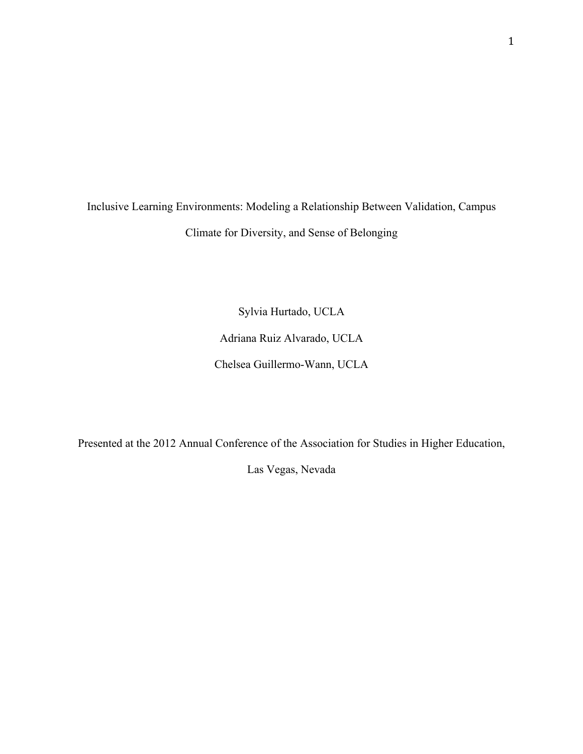# Inclusive Learning Environments: Modeling a Relationship Between Validation, Campus Climate for Diversity, and Sense of Belonging

Sylvia Hurtado, UCLA

Adriana Ruiz Alvarado, UCLA

Chelsea Guillermo-Wann, UCLA

Presented at the 2012 Annual Conference of the Association for Studies in Higher Education, Las Vegas, Nevada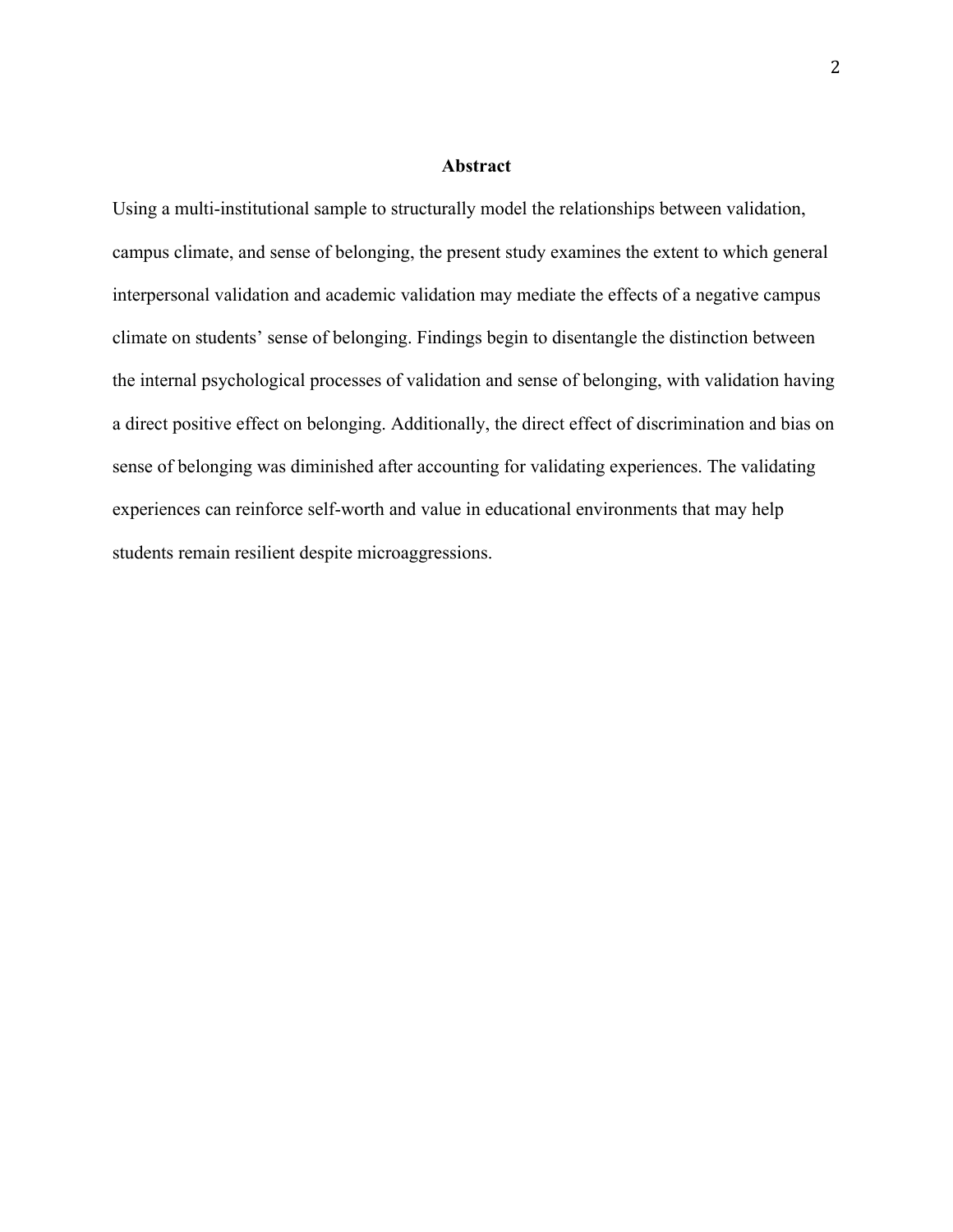## Abstract

Using a multi-institutional sample to structurally model the relationships between validation, campus climate, and sense of belonging, the present study examines the extent to which general interpersonal validation and academic validation may mediate the effects of a negative campus climate on students' sense of belonging. Findings begin to disentangle the distinction between the internal psychological processes of validation and sense of belonging, with validation having a direct positive effect on belonging. Additionally, the direct effect of discrimination and bias on sense of belonging was diminished after accounting for validating experiences. The validating experiences can reinforce self-worth and value in educational environments that may help students remain resilient despite microaggressions.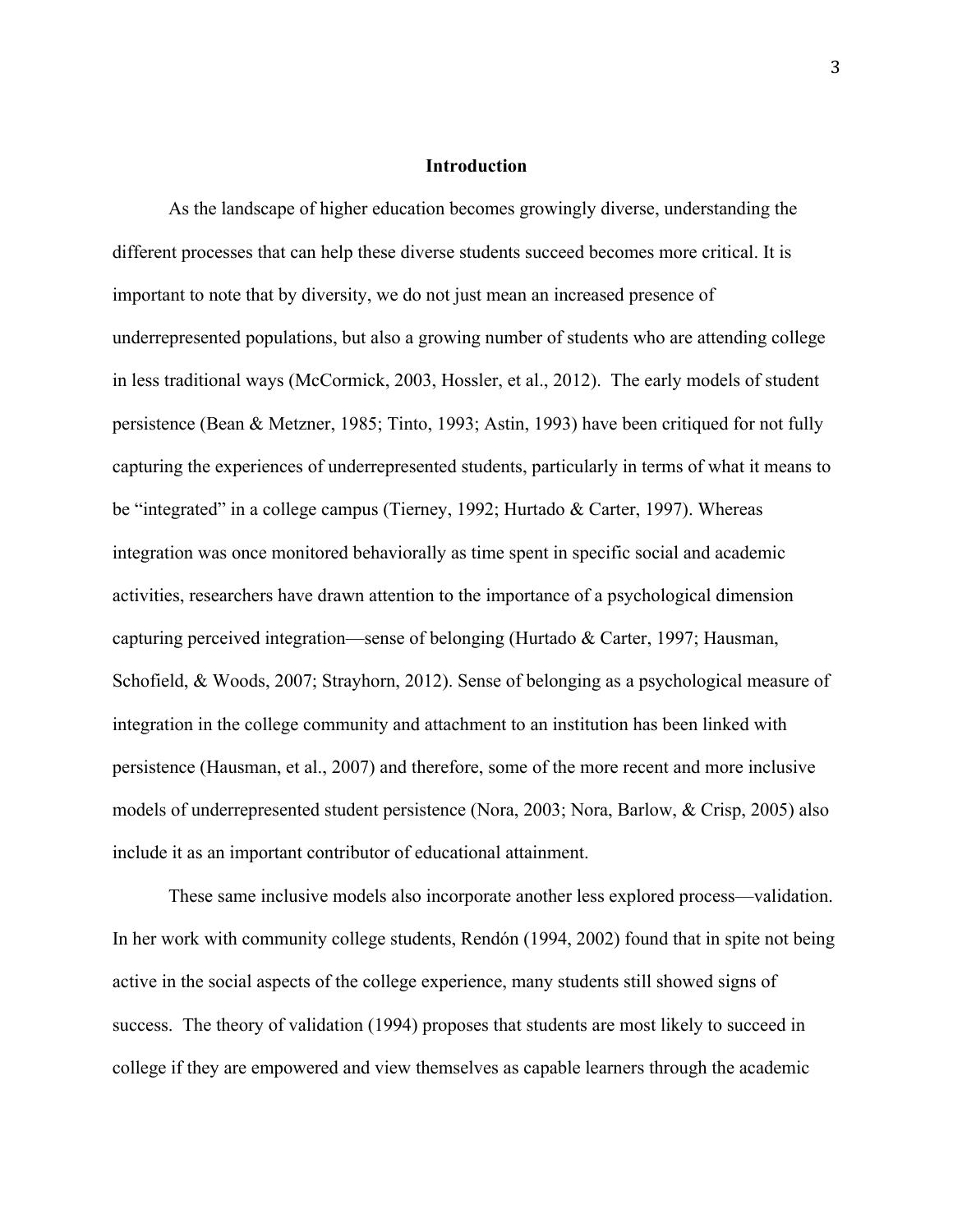## Introduction

As the landscape of higher education becomes growingly diverse, understanding the different processes that can help these diverse students succeed becomes more critical. It is important to note that by diversity, we do not just mean an increased presence of underrepresented populations, but also a growing number of students who are attending college in less traditional ways (McCormick, 2003, Hossler, et al., 2012). The early models of student persistence (Bean & Metzner, 1985; Tinto, 1993; Astin, 1993) have been critiqued for not fully capturing the experiences of underrepresented students, particularly in terms of what it means to be "integrated" in a college campus (Tierney, 1992; Hurtado & Carter, 1997). Whereas integration was once monitored behaviorally as time spent in specific social and academic activities, researchers have drawn attention to the importance of a psychological dimension capturing perceived integration—sense of belonging (Hurtado & Carter, 1997; Hausman, Schofield, & Woods, 2007; Strayhorn, 2012). Sense of belonging as a psychological measure of integration in the college community and attachment to an institution has been linked with persistence (Hausman, et al., 2007) and therefore, some of the more recent and more inclusive models of underrepresented student persistence (Nora, 2003; Nora, Barlow, & Crisp, 2005) also include it as an important contributor of educational attainment.

These same inclusive models also incorporate another less explored process—validation. In her work with community college students, Rendón (1994, 2002) found that in spite not being active in the social aspects of the college experience, many students still showed signs of success. The theory of validation (1994) proposes that students are most likely to succeed in college if they are empowered and view themselves as capable learners through the academic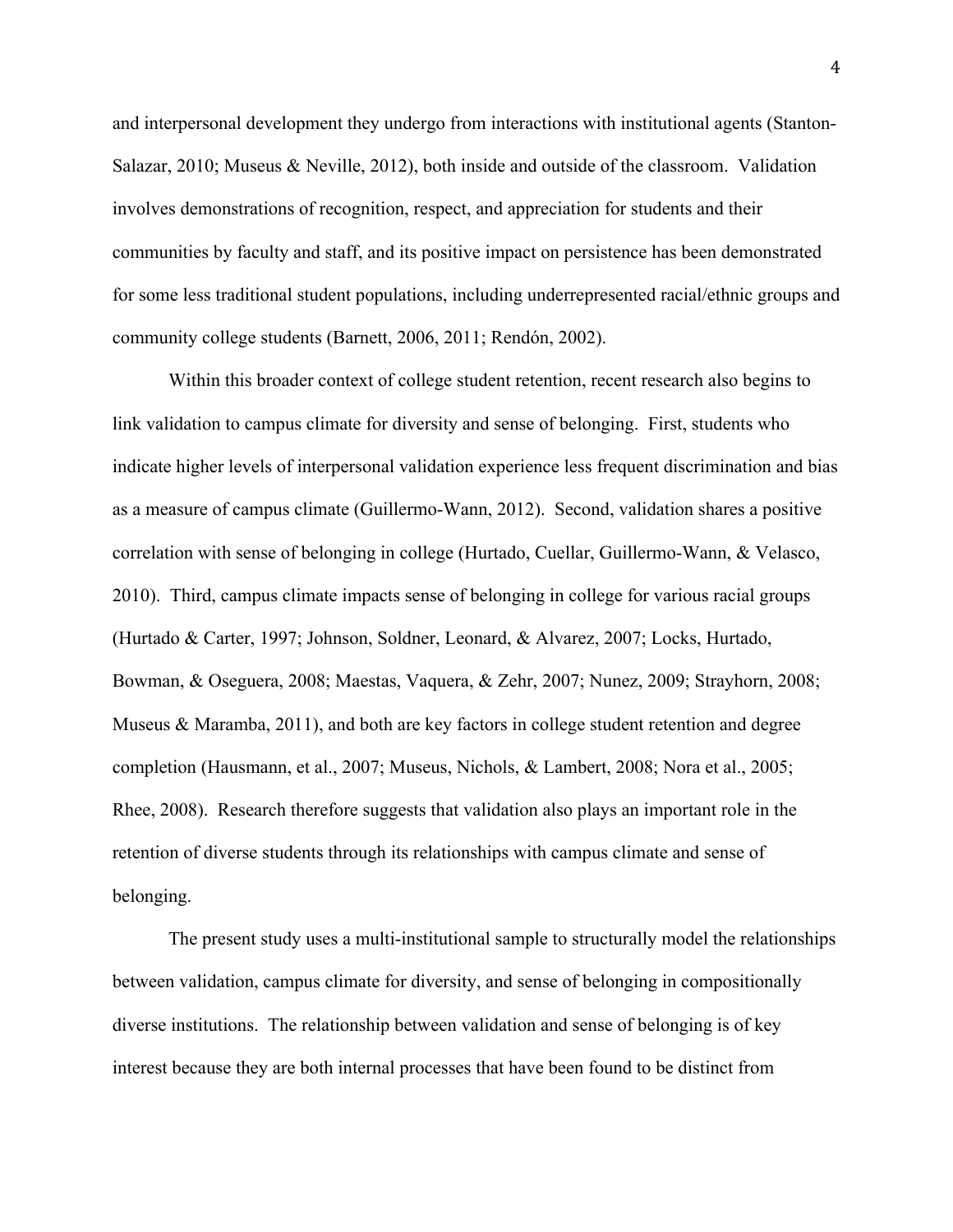and interpersonal development they undergo from interactions with institutional agents (Stanton-Salazar, 2010; Museus & Neville, 2012), both inside and outside of the classroom. Validation involves demonstrations of recognition, respect, and appreciation for students and their communities by faculty and staff, and its positive impact on persistence has been demonstrated for some less traditional student populations, including underrepresented racial/ethnic groups and community college students (Barnett, 2006, 2011; Rendón, 2002).

Within this broader context of college student retention, recent research also begins to link validation to campus climate for diversity and sense of belonging. First, students who indicate higher levels of interpersonal validation experience less frequent discrimination and bias as a measure of campus climate (Guillermo-Wann, 2012). Second, validation shares a positive correlation with sense of belonging in college (Hurtado, Cuellar, Guillermo-Wann, & Velasco, 2010). Third, campus climate impacts sense of belonging in college for various racial groups (Hurtado & Carter, 1997; Johnson, Soldner, Leonard, & Alvarez, 2007; Locks, Hurtado, Bowman, & Oseguera, 2008; Maestas, Vaquera, & Zehr, 2007; Nunez, 2009; Strayhorn, 2008; Museus & Maramba, 2011), and both are key factors in college student retention and degree completion (Hausmann, et al., 2007; Museus, Nichols, & Lambert, 2008; Nora et al., 2005; Rhee, 2008). Research therefore suggests that validation also plays an important role in the retention of diverse students through its relationships with campus climate and sense of belonging.

The present study uses a multi-institutional sample to structurally model the relationships between validation, campus climate for diversity, and sense of belonging in compositionally diverse institutions. The relationship between validation and sense of belonging is of key interest because they are both internal processes that have been found to be distinct from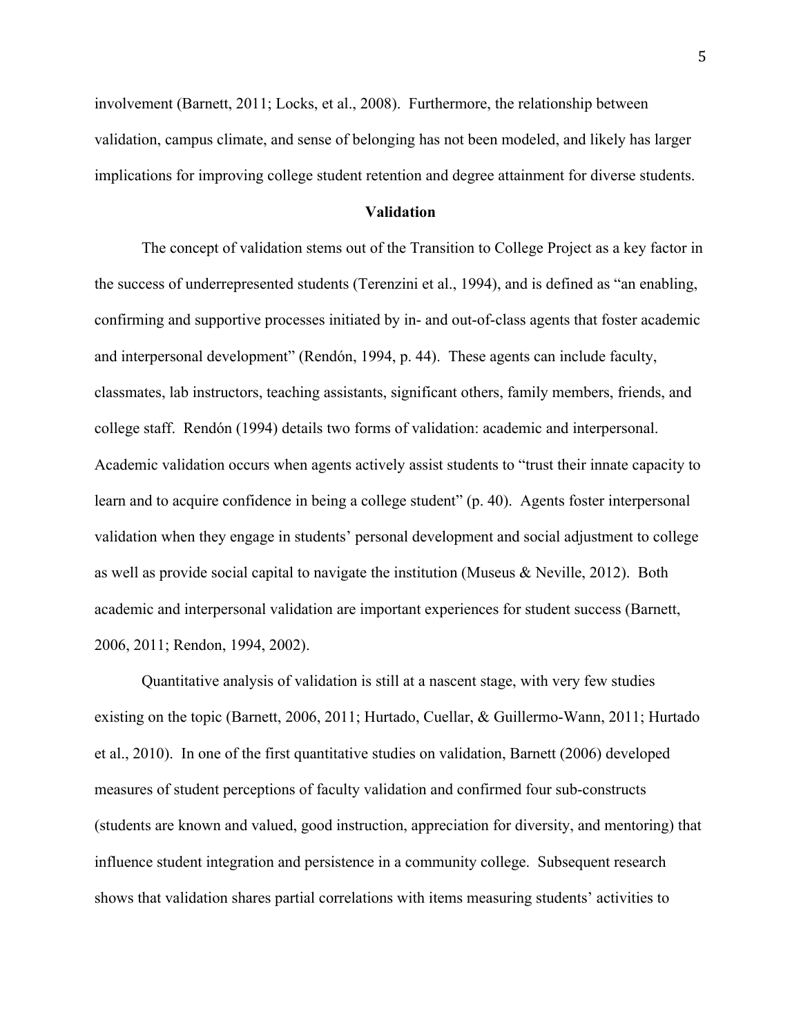involvement (Barnett, 2011; Locks, et al., 2008). Furthermore, the relationship between validation, campus climate, and sense of belonging has not been modeled, and likely has larger implications for improving college student retention and degree attainment for diverse students.

## Validation

The concept of validation stems out of the Transition to College Project as a key factor in the success of underrepresented students (Terenzini et al., 1994), and is defined as "an enabling, confirming and supportive processes initiated by in- and out-of-class agents that foster academic and interpersonal development" (Rendón, 1994, p. 44). These agents can include faculty, classmates, lab instructors, teaching assistants, significant others, family members, friends, and college staff. Rendón (1994) details two forms of validation: academic and interpersonal. Academic validation occurs when agents actively assist students to "trust their innate capacity to learn and to acquire confidence in being a college student" (p. 40). Agents foster interpersonal validation when they engage in students' personal development and social adjustment to college as well as provide social capital to navigate the institution (Museus & Neville, 2012). Both academic and interpersonal validation are important experiences for student success (Barnett, 2006, 2011; Rendon, 1994, 2002).

Quantitative analysis of validation is still at a nascent stage, with very few studies existing on the topic (Barnett, 2006, 2011; Hurtado, Cuellar, & Guillermo-Wann, 2011; Hurtado et al., 2010). In one of the first quantitative studies on validation, Barnett (2006) developed measures of student perceptions of faculty validation and confirmed four sub-constructs (students are known and valued, good instruction, appreciation for diversity, and mentoring) that influence student integration and persistence in a community college. Subsequent research shows that validation shares partial correlations with items measuring students' activities to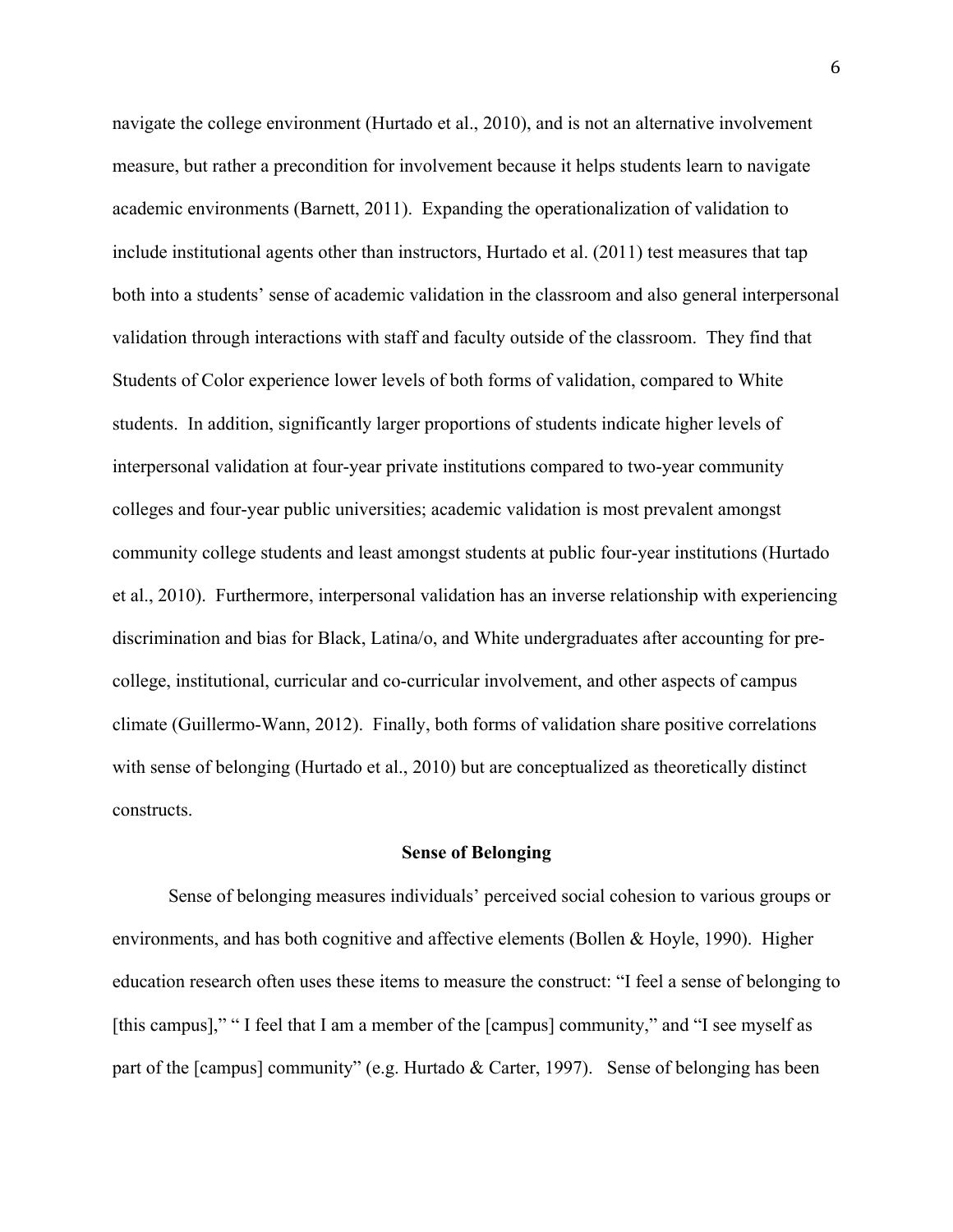navigate the college environment (Hurtado et al., 2010), and is not an alternative involvement measure, but rather a precondition for involvement because it helps students learn to navigate academic environments (Barnett, 2011). Expanding the operationalization of validation to include institutional agents other than instructors, Hurtado et al. (2011) test measures that tap both into a students' sense of academic validation in the classroom and also general interpersonal validation through interactions with staff and faculty outside of the classroom. They find that Students of Color experience lower levels of both forms of validation, compared to White students. In addition, significantly larger proportions of students indicate higher levels of interpersonal validation at four-year private institutions compared to two-year community colleges and four-year public universities; academic validation is most prevalent amongst community college students and least amongst students at public four-year institutions (Hurtado et al., 2010). Furthermore, interpersonal validation has an inverse relationship with experiencing discrimination and bias for Black, Latina/o, and White undergraduates after accounting for pre-college, institutional, curricular and co-curricular involvement, and other aspects of campus climate (Guillermo-Wann, 2012). Finally, both forms of validation share positive correlations with sense of belonging (Hurtado et al., 2010) but are conceptualized as theoretically distinct constructs.

## Sense of Belonging

Sense of belonging measures individuals' perceived social cohesion to various groups or environments, and has both cognitive and affective elements (Bollen & Hoyle, 1990). Higher education research often uses these items to measure the construct: "I feel a sense of belonging to [this campus]," " I feel that I am a member of the [campus] community," and "I see myself as part of the [campus] community" (e.g. Hurtado & Carter, 1997). Sense of belonging has been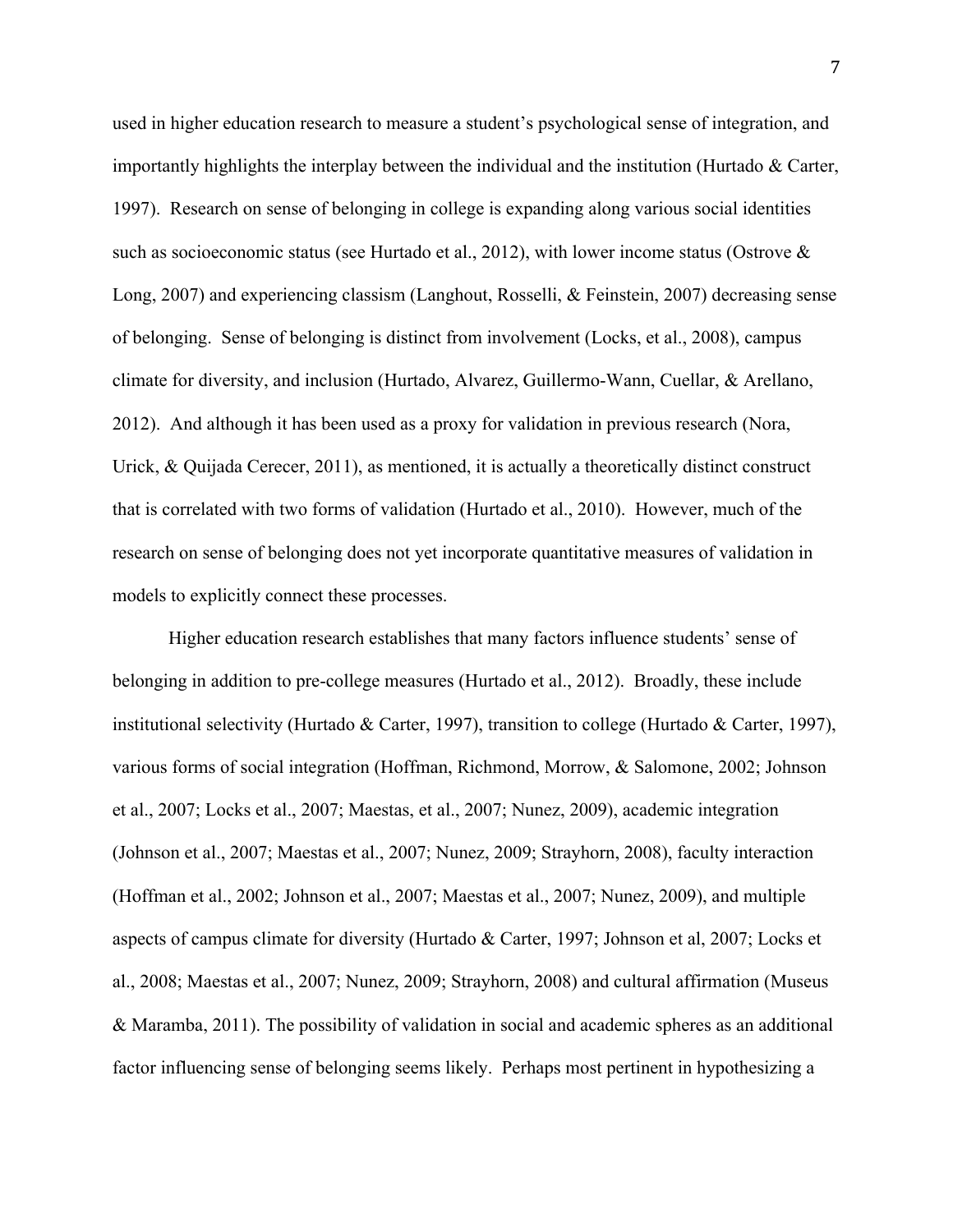used in higher education research to measure a student's psychological sense of integration, and importantly highlights the interplay between the individual and the institution (Hurtado & Carter, 1997). Research on sense of belonging in college is expanding along various social identities such as socioeconomic status (see Hurtado et al., 2012), with lower income status (Ostrove & Long, 2007) and experiencing classism (Langhout, Rosselli, & Feinstein, 2007) decreasing sense of belonging. Sense of belonging is distinct from involvement (Locks, et al., 2008), campus climate for diversity, and inclusion (Hurtado, Alvarez, Guillermo-Wann, Cuellar, & Arellano, 2012). And although it has been used as a proxy for validation in previous research (Nora, Urick, & Quijada Cerecer, 2011), as mentioned, it is actually a theoretically distinct construct that is correlated with two forms of validation (Hurtado et al., 2010). However, much of the research on sense of belonging does not yet incorporate quantitative measures of validation in models to explicitly connect these processes.

Higher education research establishes that many factors influence students' sense of belonging in addition to pre-college measures (Hurtado et al., 2012). Broadly, these include institutional selectivity (Hurtado & Carter, 1997), transition to college (Hurtado & Carter, 1997), various forms of social integration (Hoffman, Richmond, Morrow, & Salomone, 2002; Johnson et al., 2007; Locks et al., 2007; Maestas, et al., 2007; Nunez, 2009), academic integration (Johnson et al., 2007; Maestas et al., 2007; Nunez, 2009; Strayhorn, 2008), faculty interaction (Hoffman et al., 2002; Johnson et al., 2007; Maestas et al., 2007; Nunez, 2009), and multiple aspects of campus climate for diversity (Hurtado & Carter, 1997; Johnson et al, 2007; Locks et al., 2008; Maestas et al., 2007; Nunez, 2009; Strayhorn, 2008) and cultural affirmation (Museus & Maramba, 2011). The possibility of validation in social and academic spheres as an additional factor influencing sense of belonging seems likely. Perhaps most pertinent in hypothesizing a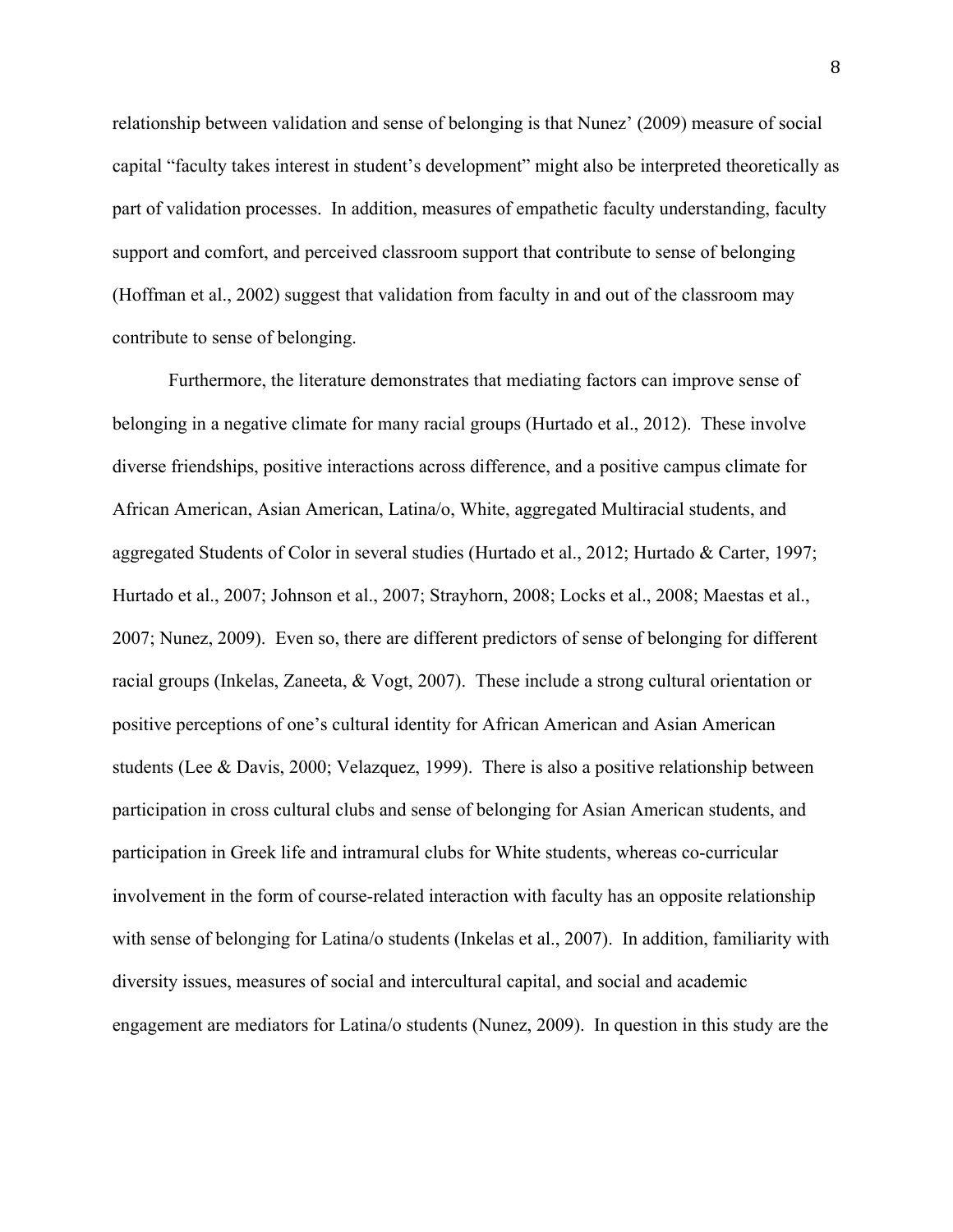relationship between validation and sense of belonging is that Nunez' (2009) measure of social capital "faculty takes interest in student's development" might also be interpreted theoretically as part of validation processes. In addition, measures of empathetic faculty understanding, faculty support and comfort, and perceived classroom support that contribute to sense of belonging (Hoffman et al., 2002) suggest that validation from faculty in and out of the classroom may contribute to sense of belonging.

Furthermore, the literature demonstrates that mediating factors can improve sense of belonging in a negative climate for many racial groups (Hurtado et al., 2012). These involve diverse friendships, positive interactions across difference, and a positive campus climate for African American, Asian American, Latina/o, White, aggregated Multiracial students, and aggregated Students of Color in several studies (Hurtado et al., 2012; Hurtado & Carter, 1997; Hurtado et al., 2007; Johnson et al., 2007; Strayhorn, 2008; Locks et al., 2008; Maestas et al., 2007; Nunez, 2009). Even so, there are different predictors of sense of belonging for different racial groups (Inkelas, Zaneeta, & Vogt, 2007). These include a strong cultural orientation or positive perceptions of one's cultural identity for African American and Asian American students (Lee & Davis, 2000; Velazquez, 1999). There is also a positive relationship between participation in cross cultural clubs and sense of belonging for Asian American students, and participation in Greek life and intramural clubs for White students, whereas co-curricular involvement in the form of course-related interaction with faculty has an opposite relationship with sense of belonging for Latina/o students (Inkelas et al., 2007). In addition, familiarity with diversity issues, measures of social and intercultural capital, and social and academic engagement are mediators for Latina/o students (Nunez, 2009). In question in this study are the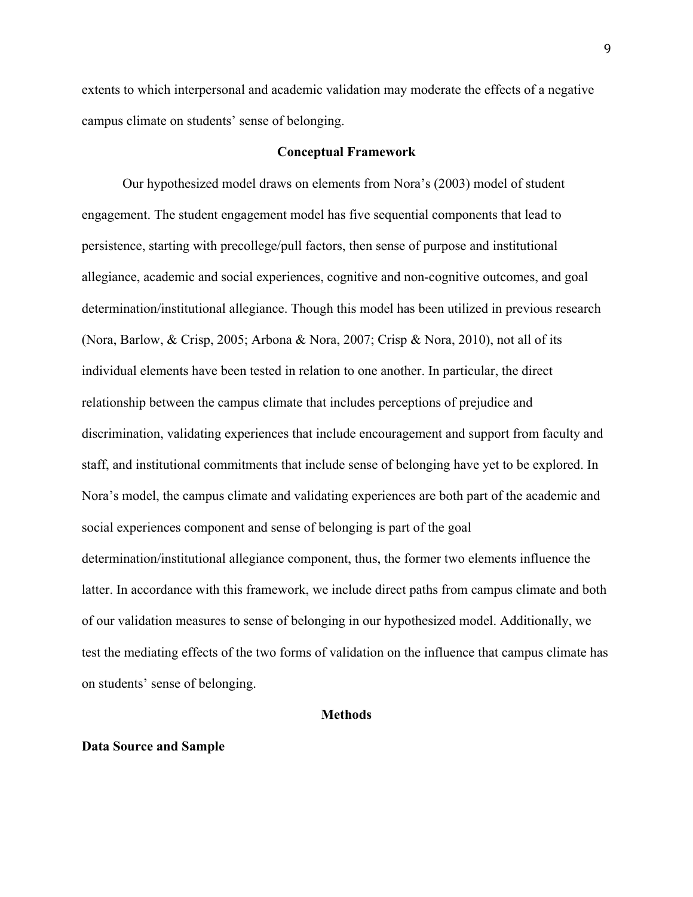extents to which interpersonal and academic validation may moderate the effects of a negative campus climate on students' sense of belonging.

## Conceptual Framework

Our hypothesized model draws on elements from Nora's (2003) model of student engagement. The student engagement model has five sequential components that lead to persistence, starting with precollege/pull factors, then sense of purpose and institutional allegiance, academic and social experiences, cognitive and non-cognitive outcomes, and goal determination/institutional allegiance. Though this model has been utilized in previous research (Nora, Barlow, & Crisp, 2005; Arbona & Nora, 2007; Crisp & Nora, 2010), not all of its individual elements have been tested in relation to one another. In particular, the direct relationship between the campus climate that includes perceptions of prejudice and discrimination, validating experiences that include encouragement and support from faculty and staff, and institutional commitments that include sense of belonging have yet to be explored. In Nora's model, the campus climate and validating experiences are both part of the academic and social experiences component and sense of belonging is part of the goal determination/institutional allegiance component, thus, the former two elements influence the latter. In accordance with this framework, we include direct paths from campus climate and both of our validation measures to sense of belonging in our hypothesized model. Additionally, we test the mediating effects of the two forms of validation on the influence that campus climate has on students' sense of belonging.

## Methods

### Data Source and Sample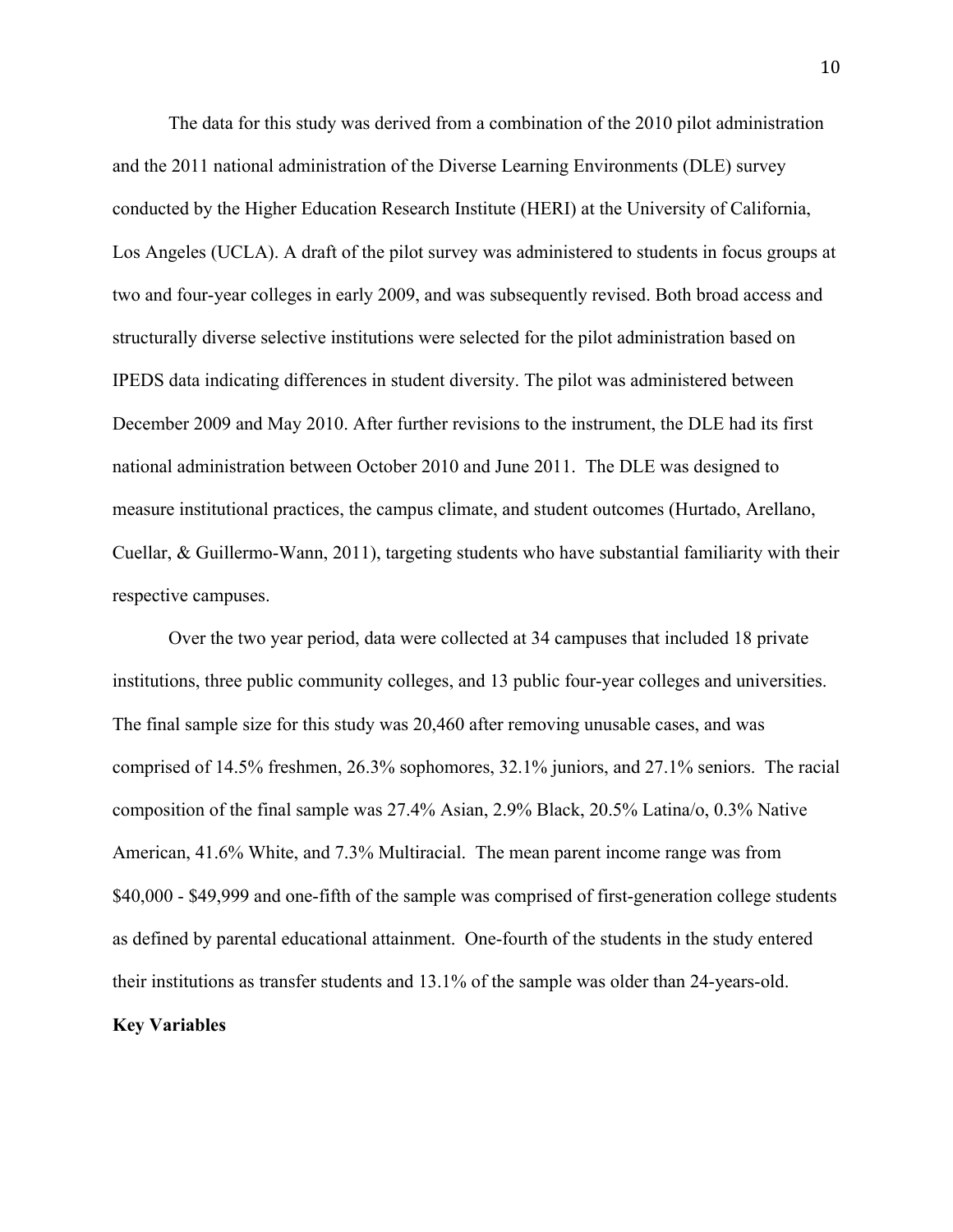The data for this study was derived from a combination of the 2010 pilot administration and the 2011 national administration of the Diverse Learning Environments (DLE) survey conducted by the Higher Education Research Institute (HERI) at the University of California, Los Angeles (UCLA). A draft of the pilot survey was administered to students in focus groups at two and four-year colleges in early 2009, and was subsequently revised. Both broad access and structurally diverse selective institutions were selected for the pilot administration based on IPEDS data indicating differences in student diversity. The pilot was administered between December 2009 and May 2010. After further revisions to the instrument, the DLE had its first national administration between October 2010 and June 2011. The DLE was designed to measure institutional practices, the campus climate, and student outcomes (Hurtado, Arellano, Cuellar, & Guillermo-Wann, 2011), targeting students who have substantial familiarity with their respective campuses.

Over the two year period, data were collected at 34 campuses that included 18 private institutions, three public community colleges, and 13 public four-year colleges and universities. The final sample size for this study was 20,460 after removing unusable cases, and was comprised of 14.5% freshmen, 26.3% sophomores, 32.1% juniors, and 27.1% seniors. The racial composition of the final sample was 27.4% Asian, 2.9% Black, 20.5% Latina/o, 0.3% Native American, 41.6% White, and 7.3% Multiracial. The mean parent income range was from $40,000 - $49,999 and one-fifth of the sample was comprised of first-generation college students as defined by parental educational attainment. One-fourth of the students in the study entered their institutions as transfer students and 13.1% of the sample was older than 24-years-old.

**Key Variables**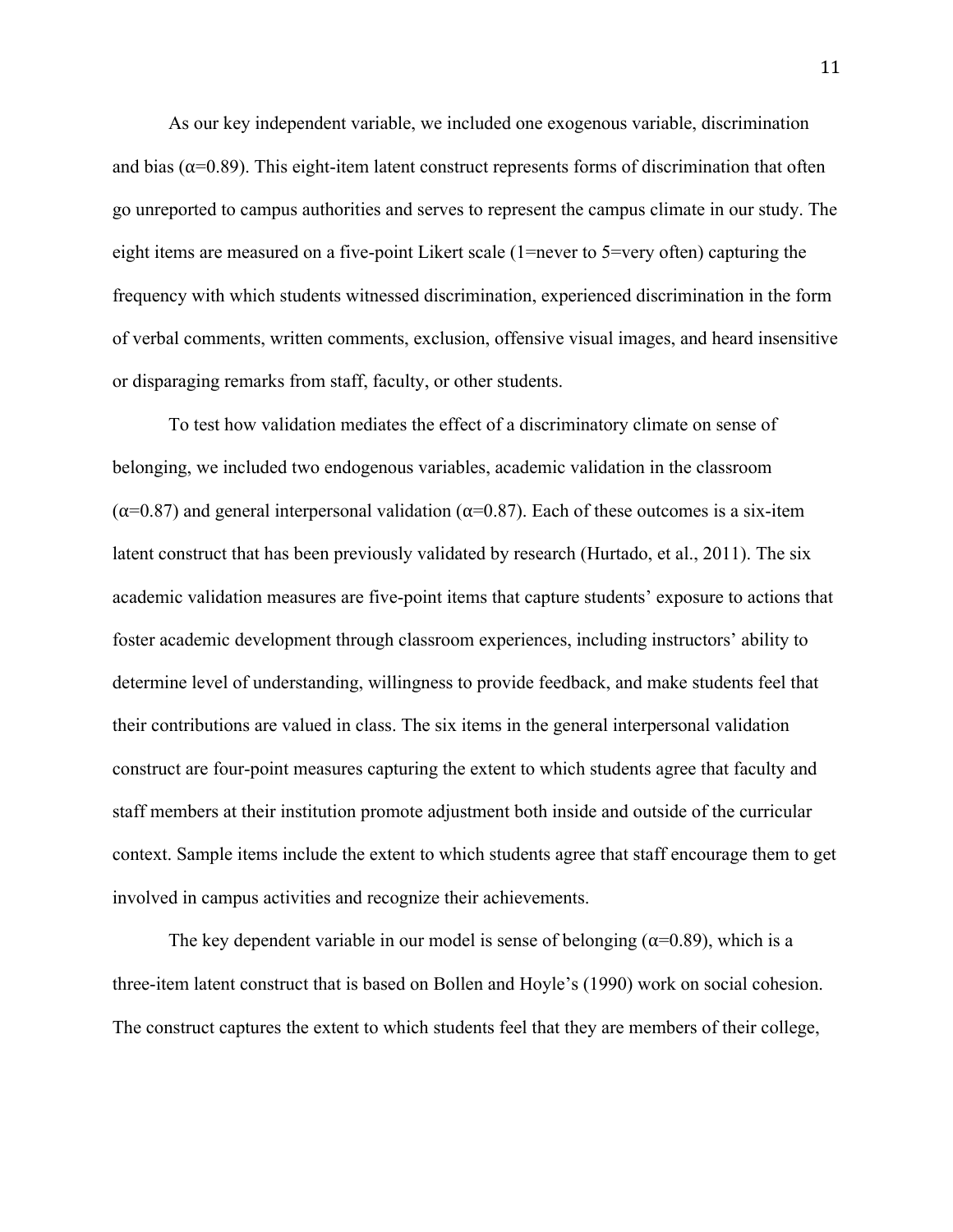As our key independent variable, we included one exogenous variable, discrimination and bias ($\alpha$=0.89). This eight-item latent construct represents forms of discrimination that often go unreported to campus authorities and serves to represent the campus climate in our study. The eight items are measured on a five-point Likert scale (1=never to 5=very often) capturing the frequency with which students witnessed discrimination, experienced discrimination in the form of verbal comments, written comments, exclusion, offensive visual images, and heard insensitive or disparaging remarks from staff, faculty, or other students.

To test how validation mediates the effect of a discriminatory climate on sense of belonging, we included two endogenous variables, academic validation in the classroom ($\alpha$=0.87) and general interpersonal validation ($\alpha$=0.87). Each of these outcomes is a six-item latent construct that has been previously validated by research (Hurtado, et al., 2011). The six academic validation measures are five-point items that capture students' exposure to actions that foster academic development through classroom experiences, including instructors' ability to determine level of understanding, willingness to provide feedback, and make students feel that their contributions are valued in class. The six items in the general interpersonal validation construct are four-point measures capturing the extent to which students agree that faculty and staff members at their institution promote adjustment both inside and outside of the curricular context. Sample items include the extent to which students agree that staff encourage them to get involved in campus activities and recognize their achievements.

The key dependent variable in our model is sense of belonging ($\alpha$=0.89), which is a three-item latent construct that is based on Bollen and Hoyle's (1990) work on social cohesion. The construct captures the extent to which students feel that they are members of their college,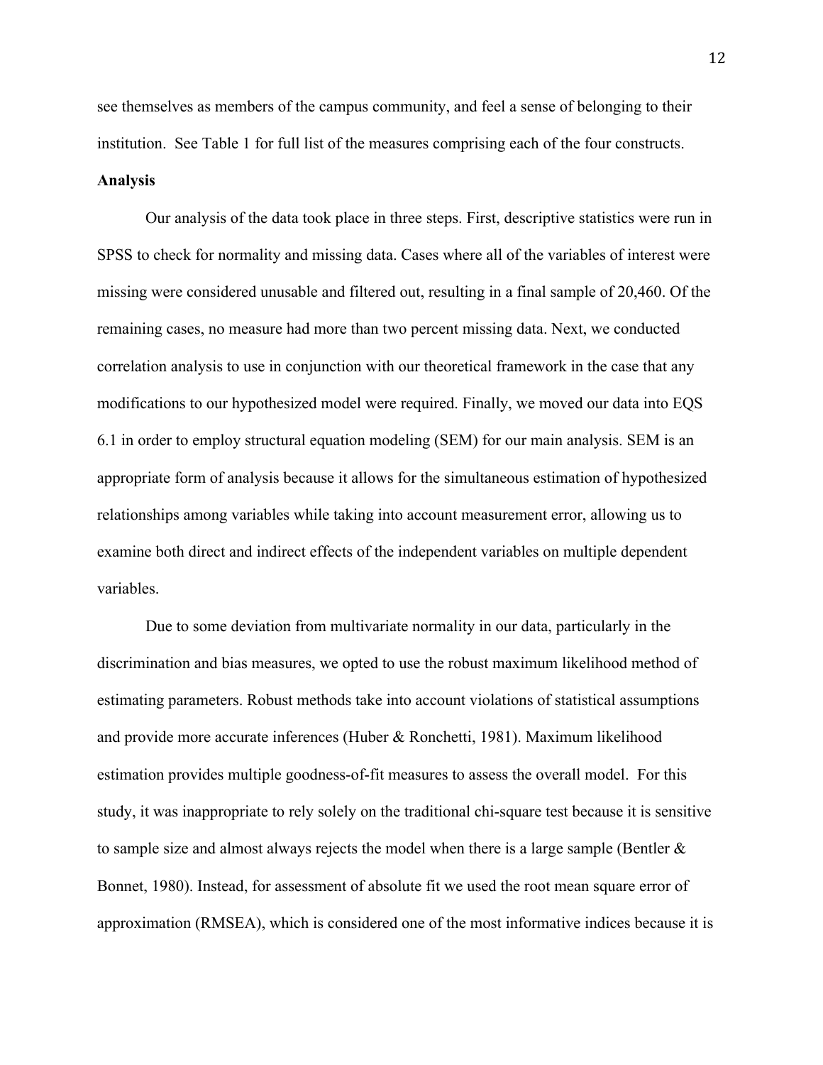see themselves as members of the campus community, and feel a sense of belonging to their institution.  See Table 1 for full list of the measures comprising each of the four constructs.

**Analysis**

Our analysis of the data took place in three steps. First, descriptive statistics were run in SPSS to check for normality and missing data. Cases where all of the variables of interest were missing were considered unusable and filtered out, resulting in a final sample of 20,460. Of the remaining cases, no measure had more than two percent missing data. Next, we conducted correlation analysis to use in conjunction with our theoretical framework in the case that any modifications to our hypothesized model were required. Finally, we moved our data into EQS 6.1 in order to employ structural equation modeling (SEM) for our main analysis. SEM is an appropriate form of analysis because it allows for the simultaneous estimation of hypothesized relationships among variables while taking into account measurement error, allowing us to examine both direct and indirect effects of the independent variables on multiple dependent variables.

Due to some deviation from multivariate normality in our data, particularly in the discrimination and bias measures, we opted to use the robust maximum likelihood method of estimating parameters. Robust methods take into account violations of statistical assumptions and provide more accurate inferences (Huber & Ronchetti, 1981). Maximum likelihood estimation provides multiple goodness-of-fit measures to assess the overall model.  For this study, it was inappropriate to rely solely on the traditional chi-square test because it is sensitive to sample size and almost always rejects the model when there is a large sample (Bentler & Bonnet, 1980). Instead, for assessment of absolute fit we used the root mean square error of approximation (RMSEA), which is considered one of the most informative indices because it is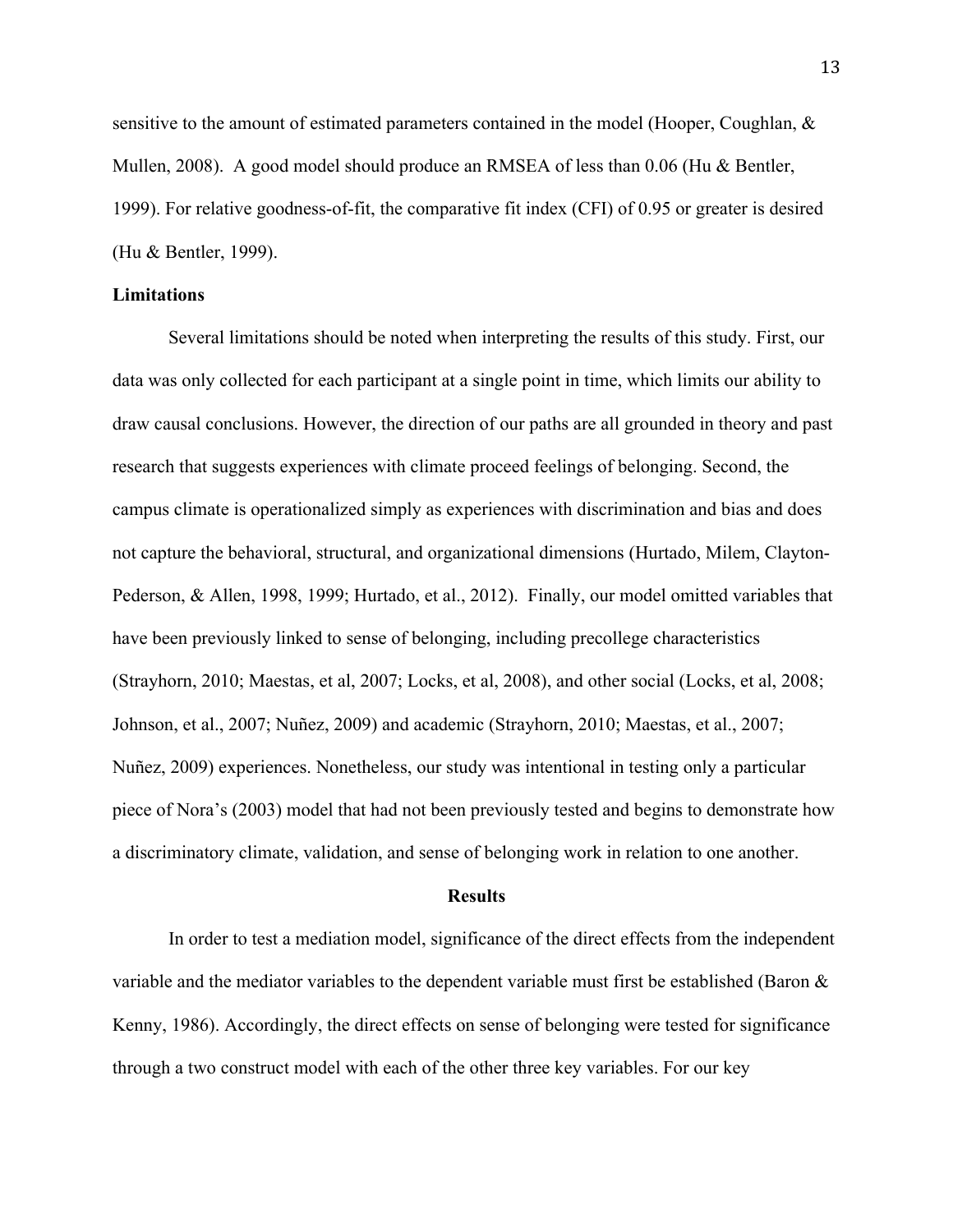sensitive to the amount of estimated parameters contained in the model (Hooper, Coughlan, & Mullen, 2008). A good model should produce an RMSEA of less than 0.06 (Hu & Bentler, 1999). For relative goodness-of-fit, the comparative fit index (CFI) of 0.95 or greater is desired (Hu & Bentler, 1999).

**Limitations**

Several limitations should be noted when interpreting the results of this study. First, our data was only collected for each participant at a single point in time, which limits our ability to draw causal conclusions. However, the direction of our paths are all grounded in theory and past research that suggests experiences with climate proceed feelings of belonging. Second, the campus climate is operationalized simply as experiences with discrimination and bias and does not capture the behavioral, structural, and organizational dimensions (Hurtado, Milem, Clayton-Pederson, & Allen, 1998, 1999; Hurtado, et al., 2012). Finally, our model omitted variables that have been previously linked to sense of belonging, including precollege characteristics (Strayhorn, 2010; Maestas, et al, 2007; Locks, et al, 2008), and other social (Locks, et al, 2008; Johnson, et al., 2007; Nuñez, 2009) and academic (Strayhorn, 2010; Maestas, et al., 2007; Nuñez, 2009) experiences. Nonetheless, our study was intentional in testing only a particular piece of Nora's (2003) model that had not been previously tested and begins to demonstrate how a discriminatory climate, validation, and sense of belonging work in relation to one another.

## Results

In order to test a mediation model, significance of the direct effects from the independent variable and the mediator variables to the dependent variable must first be established (Baron & Kenny, 1986). Accordingly, the direct effects on sense of belonging were tested for significance through a two construct model with each of the other three key variables. For our key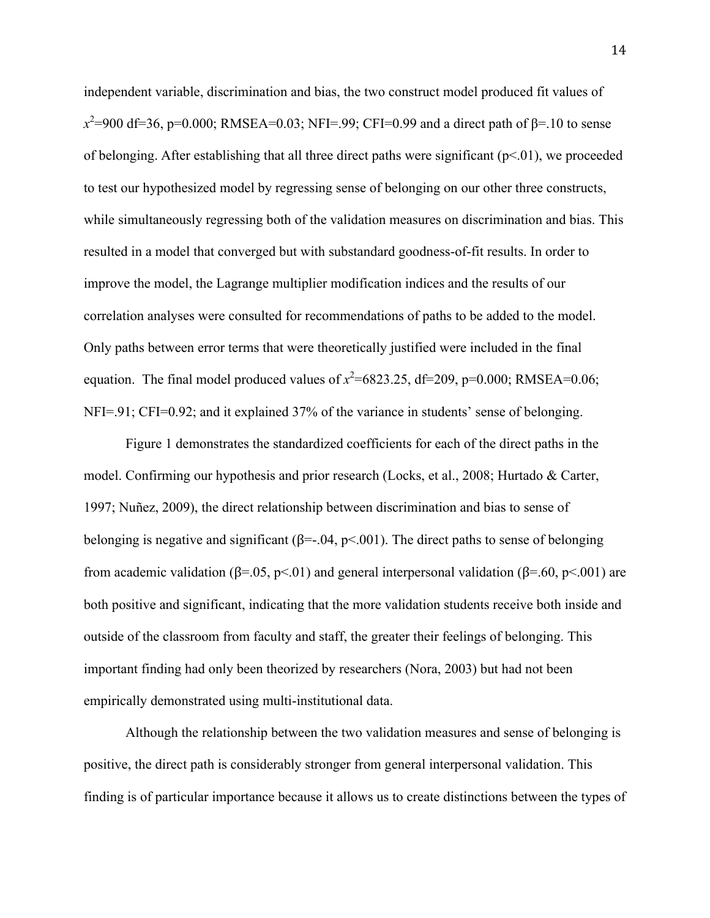independent variable, discrimination and bias, the two construct model produced fit values of $x^2$=900 df=36, p=0.000; RMSEA=0.03; NFI=.99; CFI=0.99 and a direct path of β=.10 to sense of belonging. After establishing that all three direct paths were significant ($p<.01$), we proceeded to test our hypothesized model by regressing sense of belonging on our other three constructs, while simultaneously regressing both of the validation measures on discrimination and bias. This resulted in a model that converged but with substandard goodness-of-fit results. In order to improve the model, the Lagrange multiplier modification indices and the results of our correlation analyses were consulted for recommendations of paths to be added to the model. Only paths between error terms that were theoretically justified were included in the final equation. The final model produced values of $x^2$=6823.25, df=209, p=0.000; RMSEA=0.06; NFI=.91; CFI=0.92; and it explained 37% of the variance in students' sense of belonging.

Figure 1 demonstrates the standardized coefficients for each of the direct paths in the model. Confirming our hypothesis and prior research (Locks, et al., 2008; Hurtado & Carter, 1997; Nuñez, 2009), the direct relationship between discrimination and bias to sense of belonging is negative and significant (β=-.04, $p<.001$). The direct paths to sense of belonging from academic validation (β=.05, $p<.01$) and general interpersonal validation (β=.60, $p<.001$) are both positive and significant, indicating that the more validation students receive both inside and outside of the classroom from faculty and staff, the greater their feelings of belonging. This important finding had only been theorized by researchers (Nora, 2003) but had not been empirically demonstrated using multi-institutional data.

Although the relationship between the two validation measures and sense of belonging is positive, the direct path is considerably stronger from general interpersonal validation. This finding is of particular importance because it allows us to create distinctions between the types of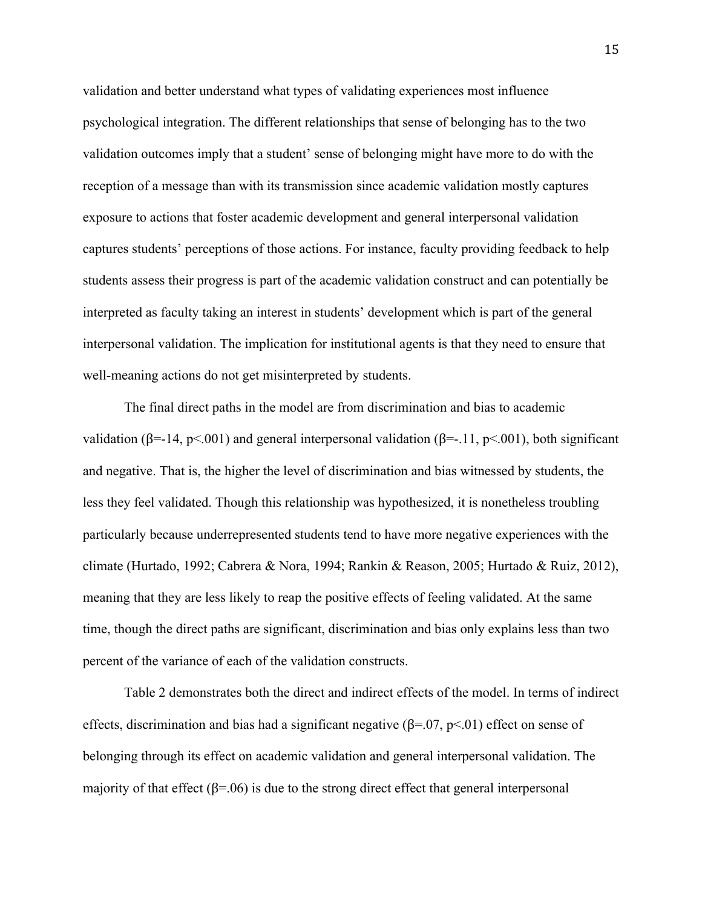validation and better understand what types of validating experiences most influence psychological integration. The different relationships that sense of belonging has to the two validation outcomes imply that a student' sense of belonging might have more to do with the reception of a message than with its transmission since academic validation mostly captures exposure to actions that foster academic development and general interpersonal validation captures students' perceptions of those actions. For instance, faculty providing feedback to help students assess their progress is part of the academic validation construct and can potentially be interpreted as faculty taking an interest in students' development which is part of the general interpersonal validation. The implication for institutional agents is that they need to ensure that well-meaning actions do not get misinterpreted by students.

The final direct paths in the model are from discrimination and bias to academic validation ($\beta$=-14, $p<.001$) and general interpersonal validation ($\beta$=-.11, $p<.001$), both significant and negative. That is, the higher the level of discrimination and bias witnessed by students, the less they feel validated. Though this relationship was hypothesized, it is nonetheless troubling particularly because underrepresented students tend to have more negative experiences with the climate (Hurtado, 1992; Cabrera & Nora, 1994; Rankin & Reason, 2005; Hurtado & Ruiz, 2012), meaning that they are less likely to reap the positive effects of feeling validated. At the same time, though the direct paths are significant, discrimination and bias only explains less than two percent of the variance of each of the validation constructs.

Table 2 demonstrates both the direct and indirect effects of the model. In terms of indirect effects, discrimination and bias had a significant negative ($\beta$=.07, $p<.01$) effect on sense of belonging through its effect on academic validation and general interpersonal validation. The majority of that effect ($\beta$=.06) is due to the strong direct effect that general interpersonal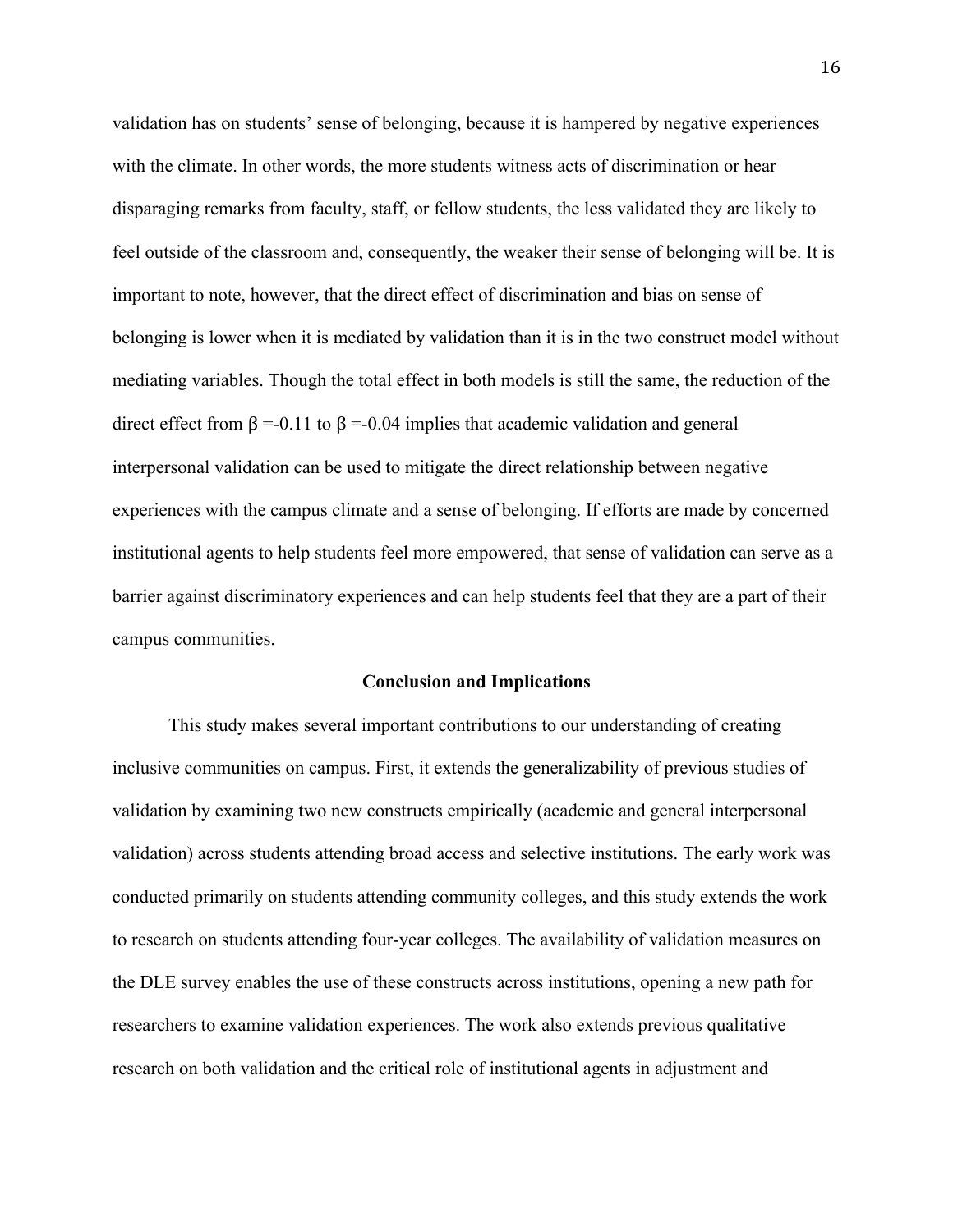validation has on students' sense of belonging, because it is hampered by negative experiences with the climate. In other words, the more students witness acts of discrimination or hear disparaging remarks from faculty, staff, or fellow students, the less validated they are likely to feel outside of the classroom and, consequently, the weaker their sense of belonging will be. It is important to note, however, that the direct effect of discrimination and bias on sense of belonging is lower when it is mediated by validation than it is in the two construct model without mediating variables. Though the total effect in both models is still the same, the reduction of the direct effect from $\beta = -0.11$ to $\beta = -0.04$ implies that academic validation and general interpersonal validation can be used to mitigate the direct relationship between negative experiences with the campus climate and a sense of belonging. If efforts are made by concerned institutional agents to help students feel more empowered, that sense of validation can serve as a barrier against discriminatory experiences and can help students feel that they are a part of their campus communities.

## Conclusion and Implications

This study makes several important contributions to our understanding of creating inclusive communities on campus. First, it extends the generalizability of previous studies of validation by examining two new constructs empirically (academic and general interpersonal validation) across students attending broad access and selective institutions. The early work was conducted primarily on students attending community colleges, and this study extends the work to research on students attending four-year colleges. The availability of validation measures on the DLE survey enables the use of these constructs across institutions, opening a new path for researchers to examine validation experiences. The work also extends previous qualitative research on both validation and the critical role of institutional agents in adjustment and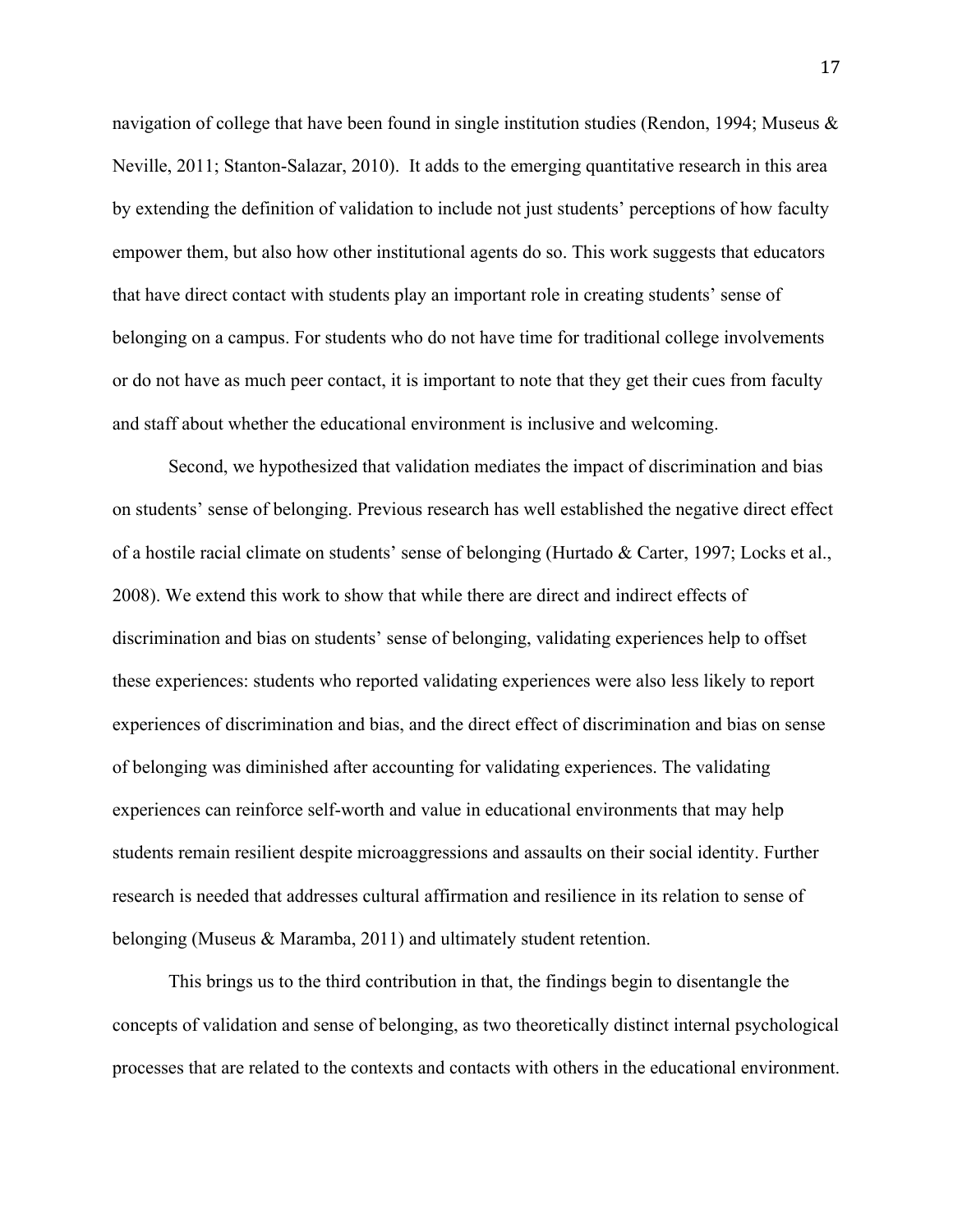navigation of college that have been found in single institution studies (Rendon, 1994; Museus & Neville, 2011; Stanton-Salazar, 2010). It adds to the emerging quantitative research in this area by extending the definition of validation to include not just students' perceptions of how faculty empower them, but also how other institutional agents do so. This work suggests that educators that have direct contact with students play an important role in creating students' sense of belonging on a campus. For students who do not have time for traditional college involvements or do not have as much peer contact, it is important to note that they get their cues from faculty and staff about whether the educational environment is inclusive and welcoming.

Second, we hypothesized that validation mediates the impact of discrimination and bias on students' sense of belonging. Previous research has well established the negative direct effect of a hostile racial climate on students' sense of belonging (Hurtado & Carter, 1997; Locks et al., 2008). We extend this work to show that while there are direct and indirect effects of discrimination and bias on students' sense of belonging, validating experiences help to offset these experiences: students who reported validating experiences were also less likely to report experiences of discrimination and bias, and the direct effect of discrimination and bias on sense of belonging was diminished after accounting for validating experiences. The validating experiences can reinforce self-worth and value in educational environments that may help students remain resilient despite microaggressions and assaults on their social identity. Further research is needed that addresses cultural affirmation and resilience in its relation to sense of belonging (Museus & Maramba, 2011) and ultimately student retention.

This brings us to the third contribution in that, the findings begin to disentangle the concepts of validation and sense of belonging, as two theoretically distinct internal psychological processes that are related to the contexts and contacts with others in the educational environment.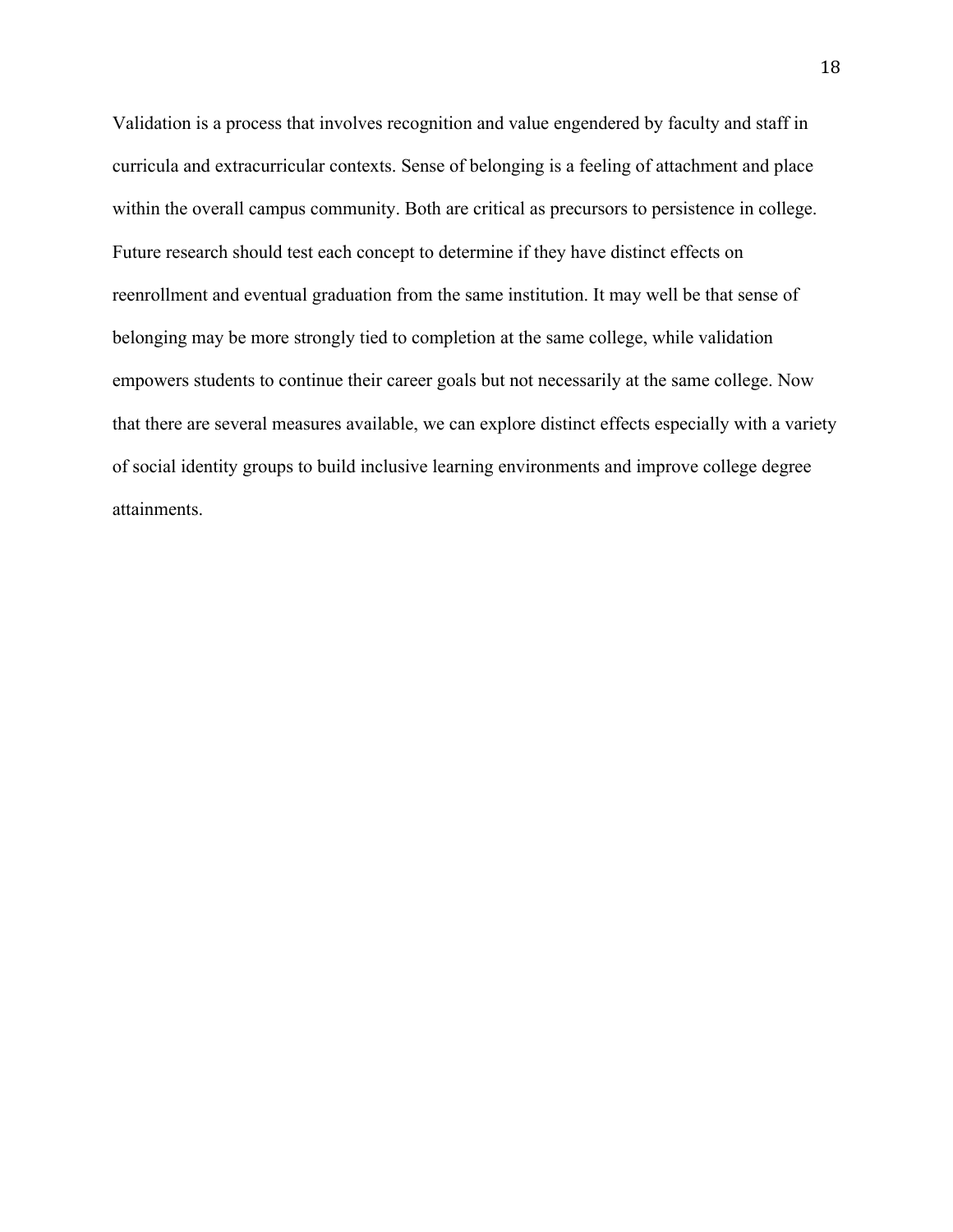Validation is a process that involves recognition and value engendered by faculty and staff in curricula and extracurricular contexts. Sense of belonging is a feeling of attachment and place within the overall campus community. Both are critical as precursors to persistence in college. Future research should test each concept to determine if they have distinct effects on reenrollment and eventual graduation from the same institution. It may well be that sense of belonging may be more strongly tied to completion at the same college, while validation empowers students to continue their career goals but not necessarily at the same college. Now that there are several measures available, we can explore distinct effects especially with a variety of social identity groups to build inclusive learning environments and improve college degree attainments.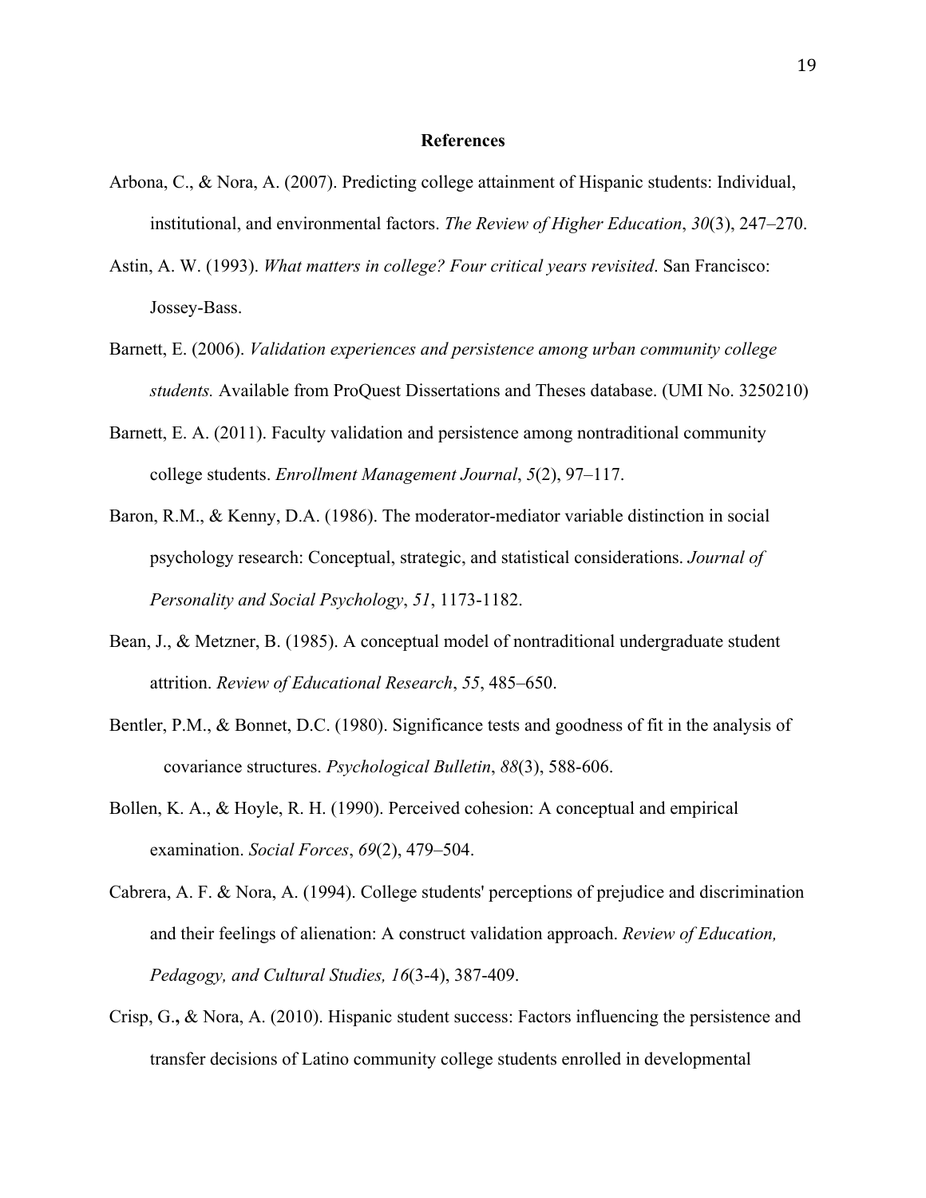## References

Arbona, C., & Nora, A. (2007). Predicting college attainment of Hispanic students: Individual, institutional, and environmental factors. *The Review of Higher Education*, *30*(3), 247–270.

Astin, A. W. (1993). *What matters in college? Four critical years revisited*. San Francisco: Jossey-Bass.

Barnett, E. (2006). *Validation experiences and persistence among urban community college students.* Available from ProQuest Dissertations and Theses database. (UMI No. 3250210)

Barnett, E. A. (2011). Faculty validation and persistence among nontraditional community college students. *Enrollment Management Journal*, *5*(2), 97–117.

Baron, R.M., & Kenny, D.A. (1986). The moderator-mediator variable distinction in social psychology research: Conceptual, strategic, and statistical considerations. *Journal of Personality and Social Psychology*, *51*, 1173-1182.

Bean, J., & Metzner, B. (1985). A conceptual model of nontraditional undergraduate student attrition. *Review of Educational Research*, *55*, 485–650.

Bentler, P.M., & Bonnet, D.C. (1980). Significance tests and goodness of fit in the analysis of covariance structures. *Psychological Bulletin*, *88*(3), 588-606.

Bollen, K. A., & Hoyle, R. H. (1990). Perceived cohesion: A conceptual and empirical examination. *Social Forces*, *69*(2), 479–504.

Cabrera, A. F. & Nora, A. (1994). College students' perceptions of prejudice and discrimination and their feelings of alienation: A construct validation approach. *Review of Education, Pedagogy, and Cultural Studies, 16*(3-4), 387-409.

Crisp, G., & Nora, A. (2010). Hispanic student success: Factors influencing the persistence and transfer decisions of Latino community college students enrolled in developmental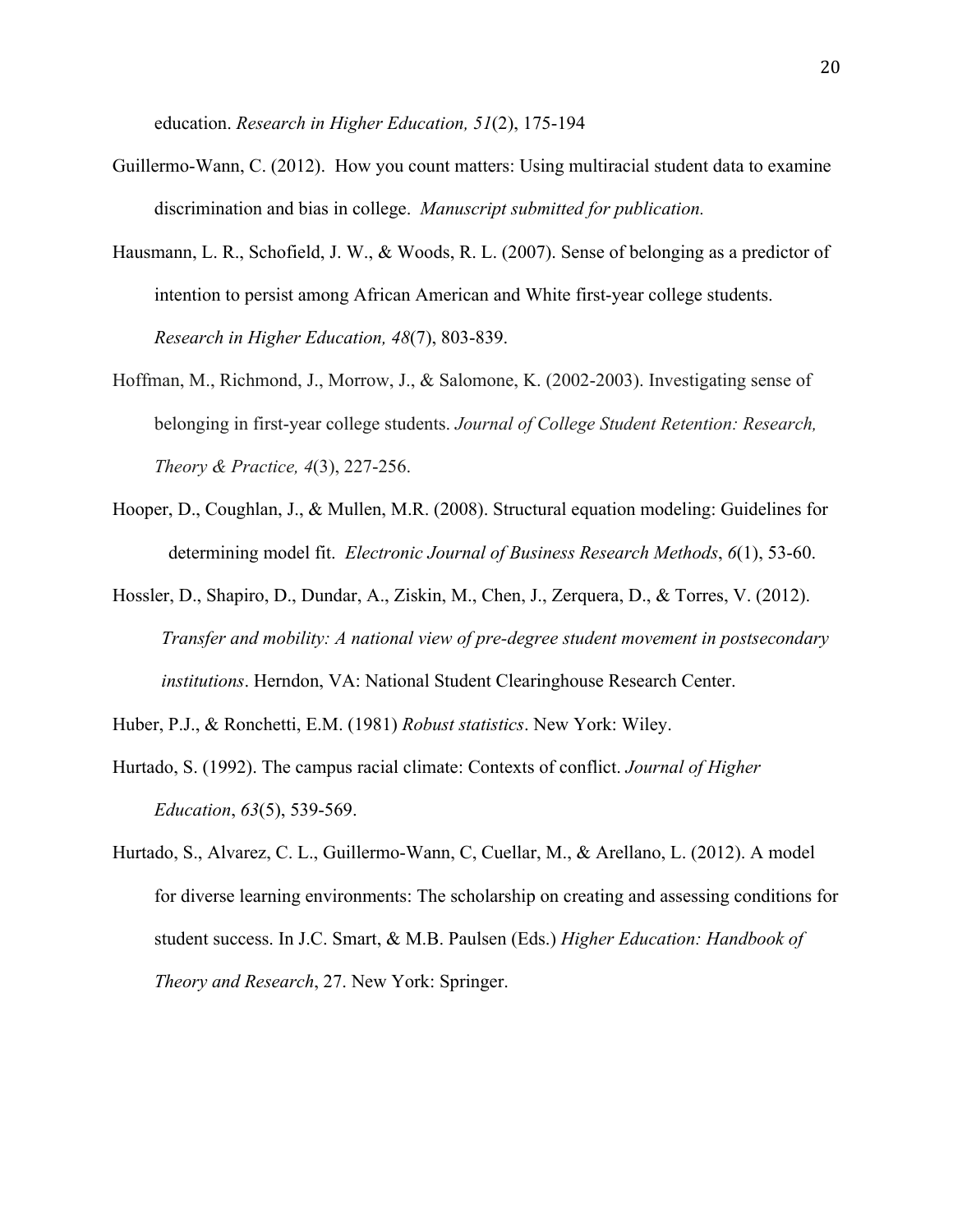education. *Research in Higher Education, 51*(2), 175-194

Guillermo-Wann, C. (2012). How you count matters: Using multiracial student data to examine discrimination and bias in college. *Manuscript submitted for publication.*

Hausmann, L. R., Schofield, J. W., & Woods, R. L. (2007). Sense of belonging as a predictor of intention to persist among African American and White first-year college students. *Research in Higher Education, 48*(7), 803-839.

Hoffman, M., Richmond, J., Morrow, J., & Salomone, K. (2002-2003). Investigating sense of belonging in first-year college students. *Journal of College Student Retention: Research, Theory & Practice, 4*(3), 227-256.

Hooper, D., Coughlan, J., & Mullen, M.R. (2008). Structural equation modeling: Guidelines for determining model fit. *Electronic Journal of Business Research Methods*, *6*(1), 53-60.

Hossler, D., Shapiro, D., Dundar, A., Ziskin, M., Chen, J., Zerquera, D., & Torres, V. (2012). *Transfer and mobility: A national view of pre-degree student movement in postsecondary institutions*. Herndon, VA: National Student Clearinghouse Research Center.

Huber, P.J., & Ronchetti, E.M. (1981) *Robust statistics*. New York: Wiley.

Hurtado, S. (1992). The campus racial climate: Contexts of conflict. *Journal of Higher Education*, *63*(5), 539-569.

Hurtado, S., Alvarez, C. L., Guillermo-Wann, C, Cuellar, M., & Arellano, L. (2012). A model for diverse learning environments: The scholarship on creating and assessing conditions for student success. In J.C. Smart, & M.B. Paulsen (Eds.) *Higher Education: Handbook of Theory and Research*, 27. New York: Springer.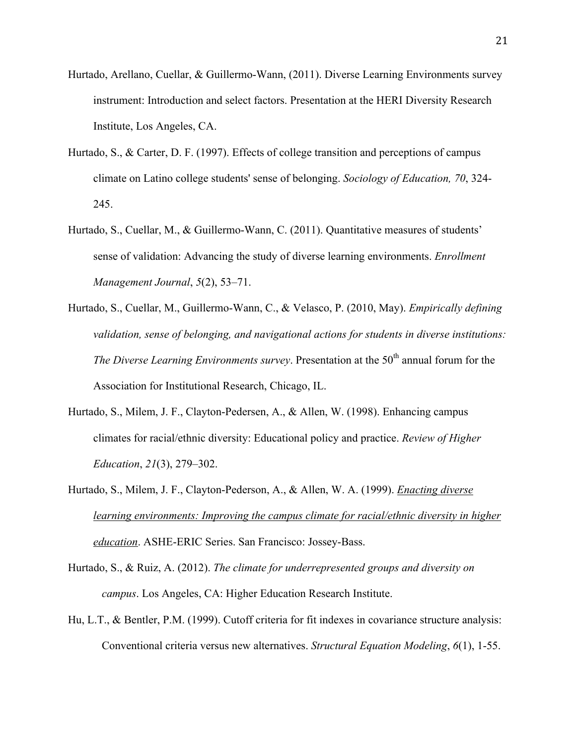Hurtado, Arellano, Cuellar, & Guillermo-Wann, (2011). Diverse Learning Environments survey instrument: Introduction and select factors. Presentation at the HERI Diversity Research Institute, Los Angeles, CA.

Hurtado, S., & Carter, D. F. (1997). Effects of college transition and perceptions of campus climate on Latino college students' sense of belonging. *Sociology of Education, 70*, 324-245.

Hurtado, S., Cuellar, M., & Guillermo-Wann, C. (2011). Quantitative measures of students' sense of validation: Advancing the study of diverse learning environments. *Enrollment Management Journal*, *5*(2), 53–71.

Hurtado, S., Cuellar, M., Guillermo-Wann, C., & Velasco, P. (2010, May). *Empirically defining validation, sense of belonging, and navigational actions for students in diverse institutions: The Diverse Learning Environments survey*. Presentation at the 50th annual forum for the Association for Institutional Research, Chicago, IL.

Hurtado, S., Milem, J. F., Clayton-Pedersen, A., & Allen, W. (1998). Enhancing campus climates for racial/ethnic diversity: Educational policy and practice. *Review of Higher Education*, *21*(3), 279–302.

Hurtado, S., Milem, J. F., Clayton-Pederson, A., & Allen, W. A. (1999). Enacting diverse learning environments: Improving the campus climate for racial/ethnic diversity in higher education. ASHE-ERIC Series. San Francisco: Jossey-Bass.

Hurtado, S., & Ruiz, A. (2012). *The climate for underrepresented groups and diversity on campus*. Los Angeles, CA: Higher Education Research Institute.

Hu, L.T., & Bentler, P.M. (1999). Cutoff criteria for fit indexes in covariance structure analysis: Conventional criteria versus new alternatives. *Structural Equation Modeling*, *6*(1), 1-55.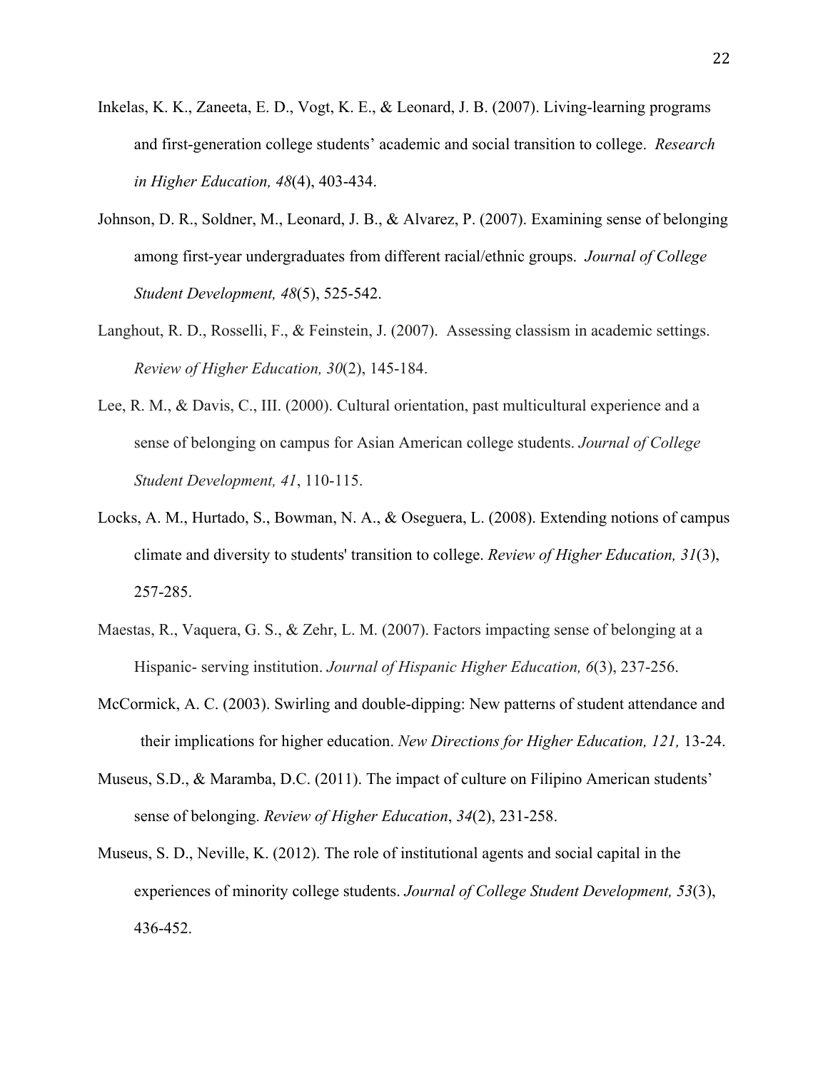Inkelas, K. K., Zaneeta, E. D., Vogt, K. E., & Leonard, J. B. (2007). Living-learning programs and first-generation college students' academic and social transition to college. *Research in Higher Education, 48*(4), 403-434.

Johnson, D. R., Soldner, M., Leonard, J. B., & Alvarez, P. (2007). Examining sense of belonging among first-year undergraduates from different racial/ethnic groups. *Journal of College Student Development, 48*(5), 525-542.

Langhout, R. D., Rosselli, F., & Feinstein, J. (2007). Assessing classism in academic settings. *Review of Higher Education, 30*(2), 145-184.

Lee, R. M., & Davis, C., III. (2000). Cultural orientation, past multicultural experience and a sense of belonging on campus for Asian American college students. *Journal of College Student Development, 41*, 110-115.

Locks, A. M., Hurtado, S., Bowman, N. A., & Oseguera, L. (2008). Extending notions of campus climate and diversity to students' transition to college. *Review of Higher Education, 31*(3), 257-285.

Maestas, R., Vaquera, G. S., & Zehr, L. M. (2007). Factors impacting sense of belonging at a Hispanic- serving institution. *Journal of Hispanic Higher Education, 6*(3), 237-256.

McCormick, A. C. (2003). Swirling and double-dipping: New patterns of student attendance and their implications for higher education. *New Directions for Higher Education, 121,* 13-24.

Museus, S.D., & Maramba, D.C. (2011). The impact of culture on Filipino American students' sense of belonging. *Review of Higher Education*, *34*(2), 231-258.

Museus, S. D., Neville, K. (2012). The role of institutional agents and social capital in the experiences of minority college students. *Journal of College Student Development, 53*(3), 436-452.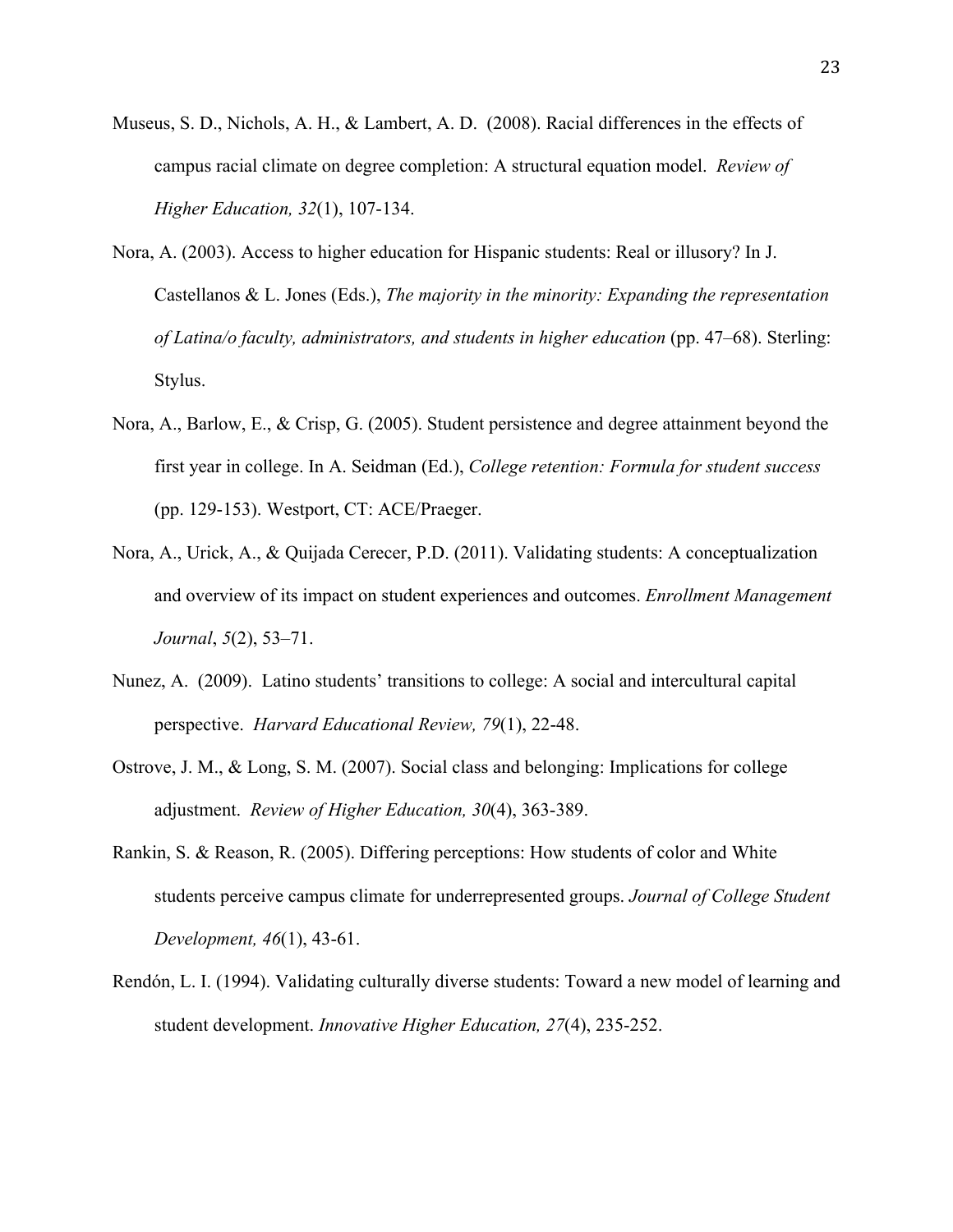Museus, S. D., Nichols, A. H., & Lambert, A. D. (2008). Racial differences in the effects of campus racial climate on degree completion: A structural equation model. *Review of Higher Education, 32*(1), 107-134.

Nora, A. (2003). Access to higher education for Hispanic students: Real or illusory? In J. Castellanos & L. Jones (Eds.), *The majority in the minority: Expanding the representation of Latina/o faculty, administrators, and students in higher education* (pp. 47–68). Sterling: Stylus.

Nora, A., Barlow, E., & Crisp, G. (2005). Student persistence and degree attainment beyond the first year in college. In A. Seidman (Ed.), *College retention: Formula for student success* (pp. 129-153). Westport, CT: ACE/Praeger.

Nora, A., Urick, A., & Quijada Cerecer, P.D. (2011). Validating students: A conceptualization and overview of its impact on student experiences and outcomes. *Enrollment Management Journal*, *5*(2), 53–71.

Nunez, A. (2009). Latino students' transitions to college: A social and intercultural capital perspective. *Harvard Educational Review, 79*(1), 22-48.

Ostrove, J. M., & Long, S. M. (2007). Social class and belonging: Implications for college adjustment. *Review of Higher Education, 30*(4), 363-389.

Rankin, S. & Reason, R. (2005). Differing perceptions: How students of color and White students perceive campus climate for underrepresented groups. *Journal of College Student Development, 46*(1), 43-61.

Rendón, L. I. (1994). Validating culturally diverse students: Toward a new model of learning and student development. *Innovative Higher Education, 27*(4), 235-252.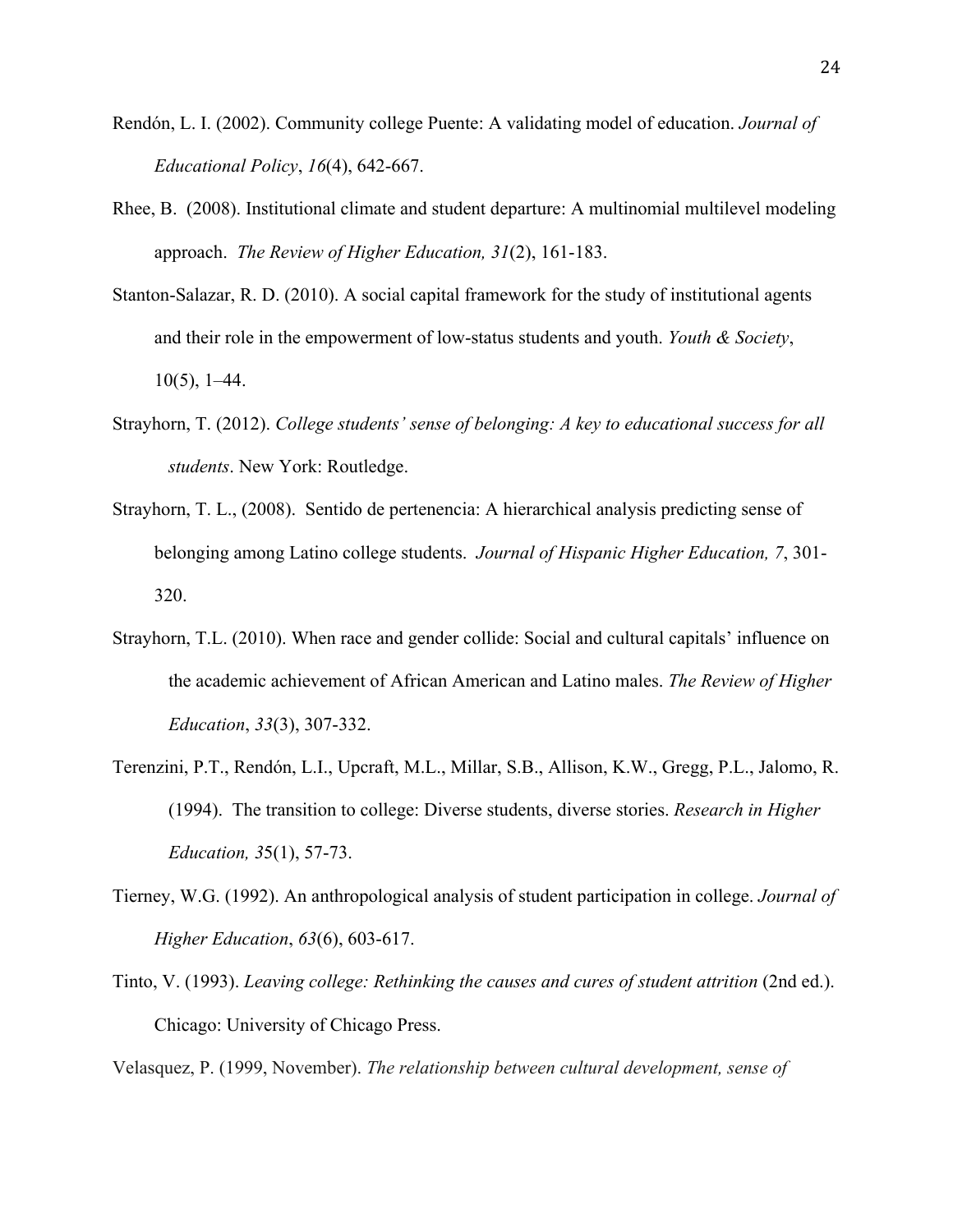Rendón, L. I. (2002). Community college Puente: A validating model of education. *Journal of Educational Policy*, *16*(4), 642-667.

Rhee, B. (2008). Institutional climate and student departure: A multinomial multilevel modeling approach. *The Review of Higher Education, 31*(2), 161-183.

Stanton-Salazar, R. D. (2010). A social capital framework for the study of institutional agents and their role in the empowerment of low-status students and youth. *Youth & Society*, 10(5), 1–44.

Strayhorn, T. (2012). *College students' sense of belonging: A key to educational success for all students*. New York: Routledge.

Strayhorn, T. L., (2008). Sentido de pertenencia: A hierarchical analysis predicting sense of belonging among Latino college students. *Journal of Hispanic Higher Education, 7*, 301-320.

Strayhorn, T.L. (2010). When race and gender collide: Social and cultural capitals' influence on the academic achievement of African American and Latino males. *The Review of Higher Education*, *33*(3), 307-332.

Terenzini, P.T., Rendón, L.I., Upcraft, M.L., Millar, S.B., Allison, K.W., Gregg, P.L., Jalomo, R. (1994). The transition to college: Diverse students, diverse stories. *Research in Higher Education, 35*(1), 57-73.

Tierney, W.G. (1992). An anthropological analysis of student participation in college. *Journal of Higher Education*, *63*(6), 603-617.

Tinto, V. (1993). *Leaving college: Rethinking the causes and cures of student attrition* (2nd ed.). Chicago: University of Chicago Press.

Velasquez, P. (1999, November). *The relationship between cultural development, sense of*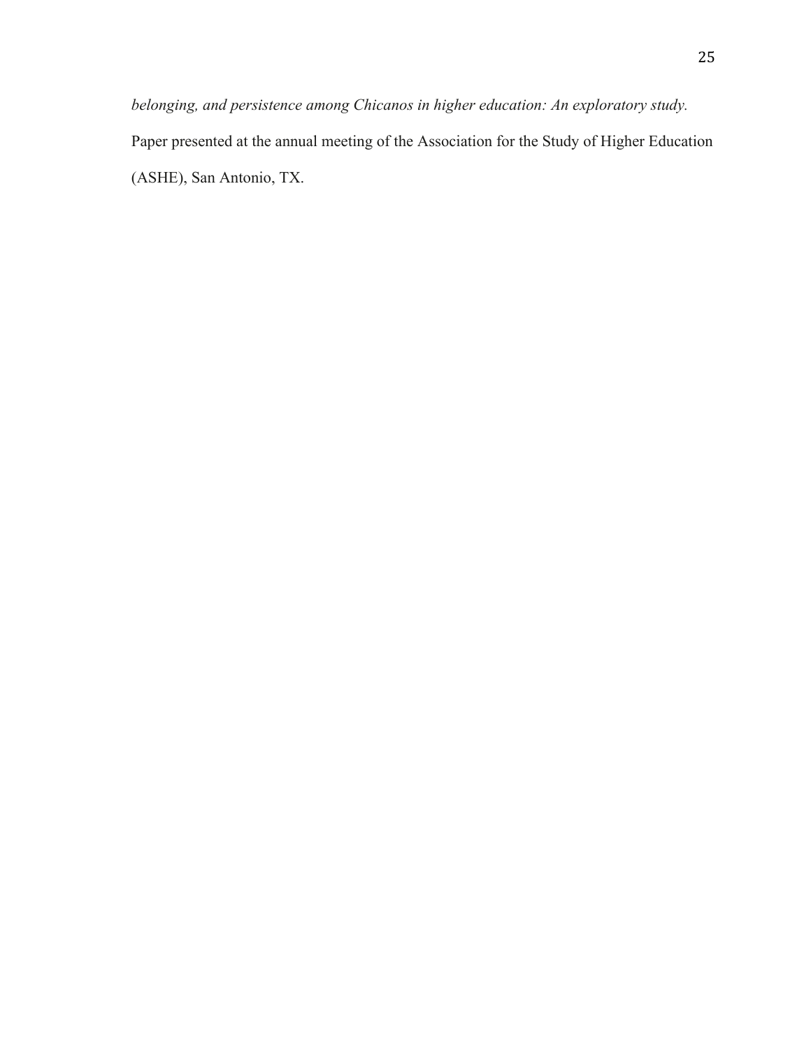*belonging, and persistence among Chicanos in higher education: An exploratory study.* Paper presented at the annual meeting of the Association for the Study of Higher Education (ASHE), San Antonio, TX.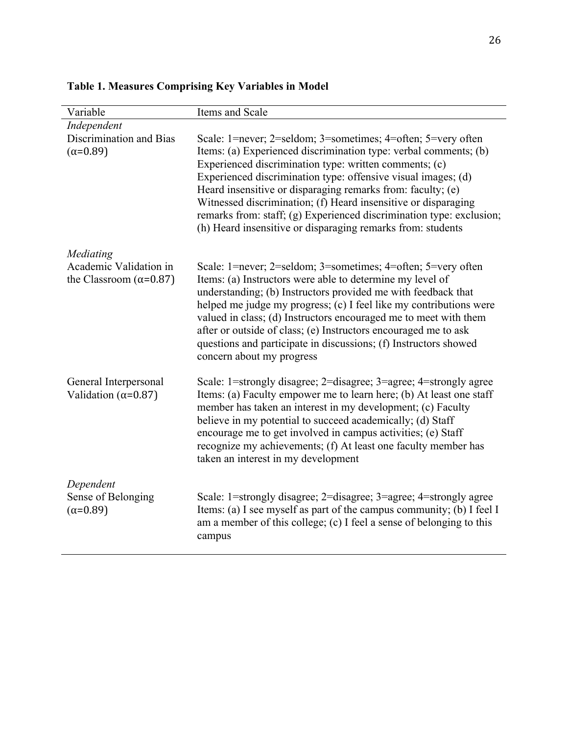**Table 1. Measures Comprising Key Variables in Model**

| Variable | Items and Scale |
| --- | --- |
| *Independent* | |
| Discrimination and Bias (α=0.89) | Scale: 1=never; 2=seldom; 3=sometimes; 4=often; 5=very often<br>Items: (a) Experienced discrimination type: verbal comments; (b) Experienced discrimination type: written comments; (c) Experienced discrimination type: offensive visual images; (d) Heard insensitive or disparaging remarks from: faculty; (e) Witnessed discrimination; (f) Heard insensitive or disparaging remarks from: staff; (g) Experienced discrimination type: exclusion; (h) Heard insensitive or disparaging remarks from: students |
| *Mediating* | |
| Academic Validation in the Classroom (α=0.87) | Scale: 1=never; 2=seldom; 3=sometimes; 4=often; 5=very often<br>Items: (a) Instructors were able to determine my level of understanding; (b) Instructors provided me with feedback that helped me judge my progress; (c) I feel like my contributions were valued in class; (d) Instructors encouraged me to meet with them after or outside of class; (e) Instructors encouraged me to ask questions and participate in discussions; (f) Instructors showed concern about my progress |
| General Interpersonal Validation (α=0.87) | Scale: 1=strongly disagree; 2=disagree; 3=agree; 4=strongly agree<br>Items: (a) Faculty empower me to learn here; (b) At least one staff member has taken an interest in my development; (c) Faculty believe in my potential to succeed academically; (d) Staff encourage me to get involved in campus activities; (e) Staff recognize my achievements; (f) At least one faculty member has taken an interest in my development |
| *Dependent* | |
| Sense of Belonging (α=0.89) | Scale: 1=strongly disagree; 2=disagree; 3=agree; 4=strongly agree<br>Items: (a) I see myself as part of the campus community; (b) I feel I am a member of this college; (c) I feel a sense of belonging to this campus |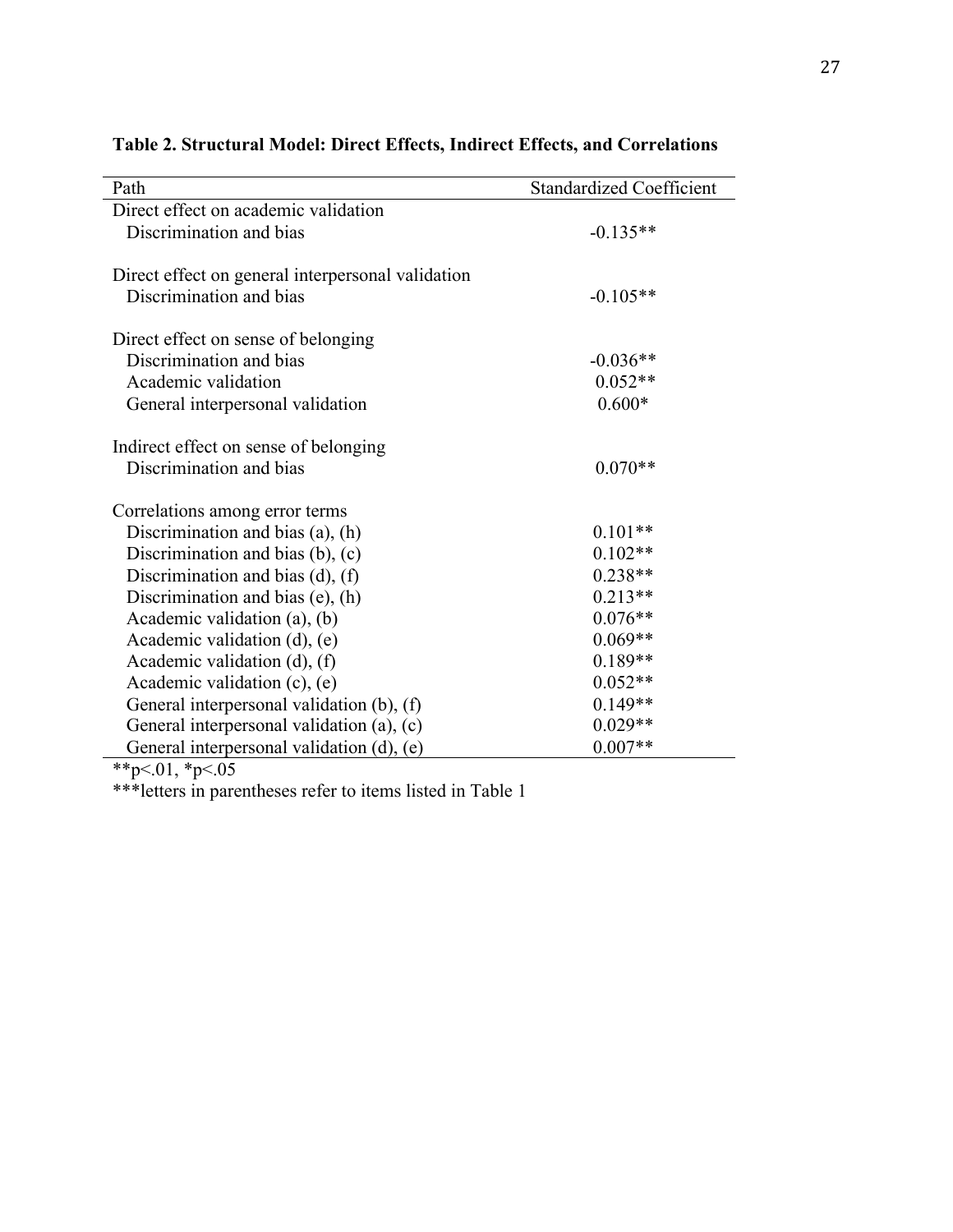**Table 2. Structural Model: Direct Effects, Indirect Effects, and Correlations**

| Path | Standardized Coefficient |
|---|---|
| Direct effect on academic validation | |
| Discrimination and bias | -0.135** |
| | |
| Direct effect on general interpersonal validation | |
| Discrimination and bias | -0.105** |
| | |
| Direct effect on sense of belonging | |
| Discrimination and bias | -0.036** |
| Academic validation | 0.052** |
| General interpersonal validation | 0.600* |
| | |
| Indirect effect on sense of belonging | |
| Discrimination and bias | 0.070** |
| | |
| Correlations among error terms | |
| Discrimination and bias (a), (h) | 0.101** |
| Discrimination and bias (b), (c) | 0.102** |
| Discrimination and bias (d), (f) | 0.238** |
| Discrimination and bias (e), (h) | 0.213** |
| Academic validation (a), (b) | 0.076** |
| Academic validation (d), (e) | 0.069** |
| Academic validation (d), (f) | 0.189** |
| Academic validation (c), (e) | 0.052** |
| General interpersonal validation (b), (f) | 0.149** |
| General interpersonal validation (a), (c) | 0.029** |
| General interpersonal validation (d), (e) | 0.007** |

**$p<.01$, *$p<.05$

***letters in parentheses refer to items listed in Table 1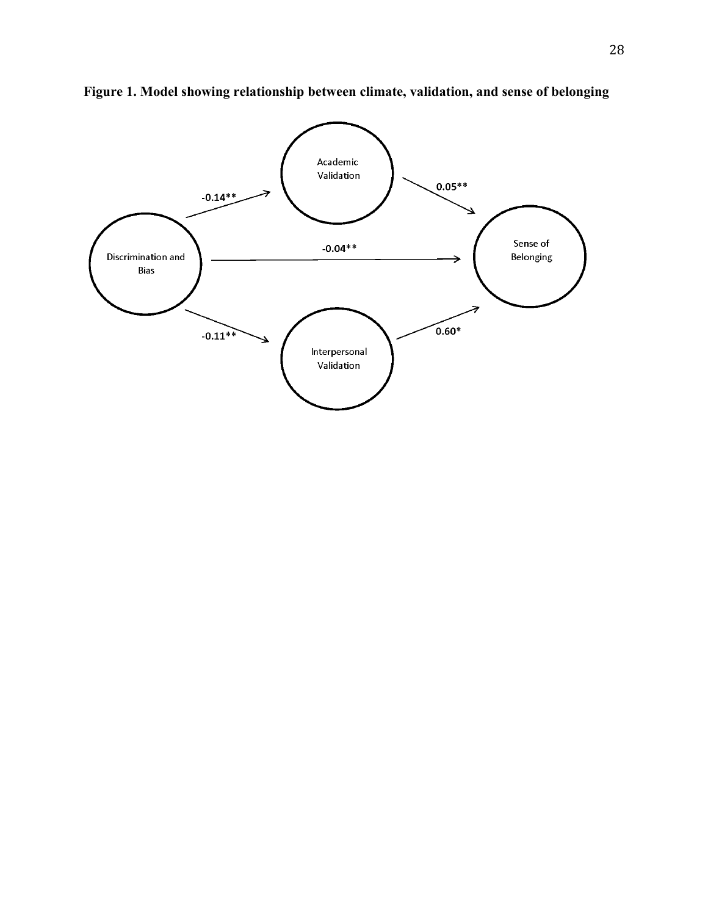**Figure 1. Model showing relationship between climate, validation, and sense of belonging**

Discrimination and Bias

Academic Validation

Interpersonal Validation

Sense of Belonging

-0.14**

-0.04**

-0.11**

0.05**

0.60*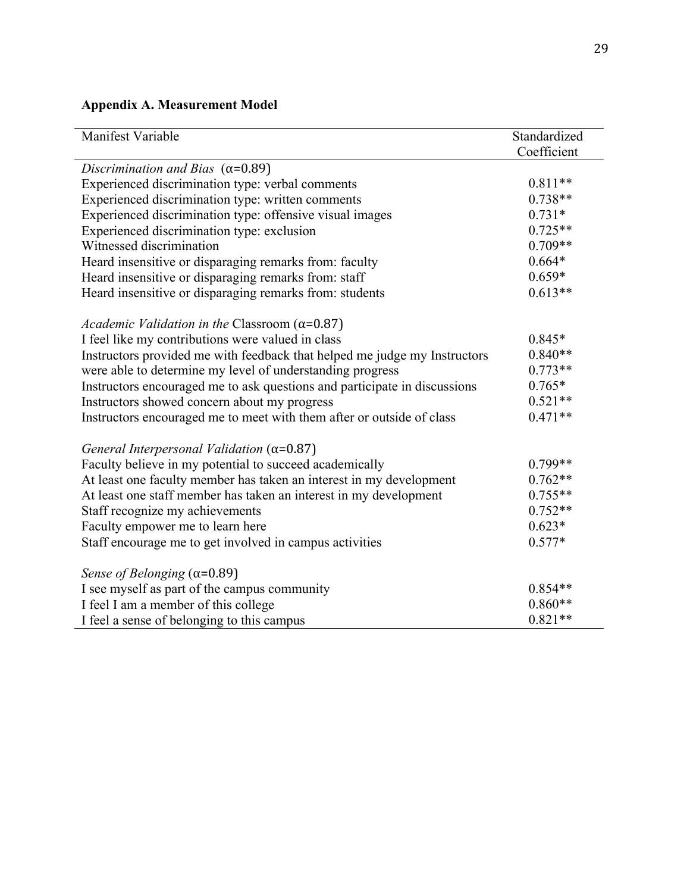**Appendix A. Measurement Model**

| Manifest Variable | Standardized Coefficient |
| --- | --- |
| *Discrimination and Bias* (α=0.89) | |
| Experienced discrimination type: verbal comments | 0.811** |
| Experienced discrimination type: written comments | 0.738** |
| Experienced discrimination type: offensive visual images | 0.731* |
| Experienced discrimination type: exclusion | 0.725** |
| Witnessed discrimination | 0.709** |
| Heard insensitive or disparaging remarks from: faculty | 0.664* |
| Heard insensitive or disparaging remarks from: staff | 0.659* |
| Heard insensitive or disparaging remarks from: students | 0.613** |
| | |
| *Academic Validation in the* Classroom (α=0.87) | |
| I feel like my contributions were valued in class | 0.845* |
| Instructors provided me with feedback that helped me judge my Instructors | 0.840** |
| were able to determine my level of understanding progress | 0.773** |
| Instructors encouraged me to ask questions and participate in discussions | 0.765* |
| Instructors showed concern about my progress | 0.521** |
| Instructors encouraged me to meet with them after or outside of class | 0.471** |
| | |
| *General Interpersonal Validation* (α=0.87) | |
| Faculty believe in my potential to succeed academically | 0.799** |
| At least one faculty member has taken an interest in my development | 0.762** |
| At least one staff member has taken an interest in my development | 0.755** |
| Staff recognize my achievements | 0.752** |
| Faculty empower me to learn here | 0.623* |
| Staff encourage me to get involved in campus activities | 0.577* |
| | |
| *Sense of Belonging* (α=0.89) | |
| I see myself as part of the campus community | 0.854** |
| I feel I am a member of this college | 0.860** |
| I feel a sense of belonging to this campus | 0.821** |